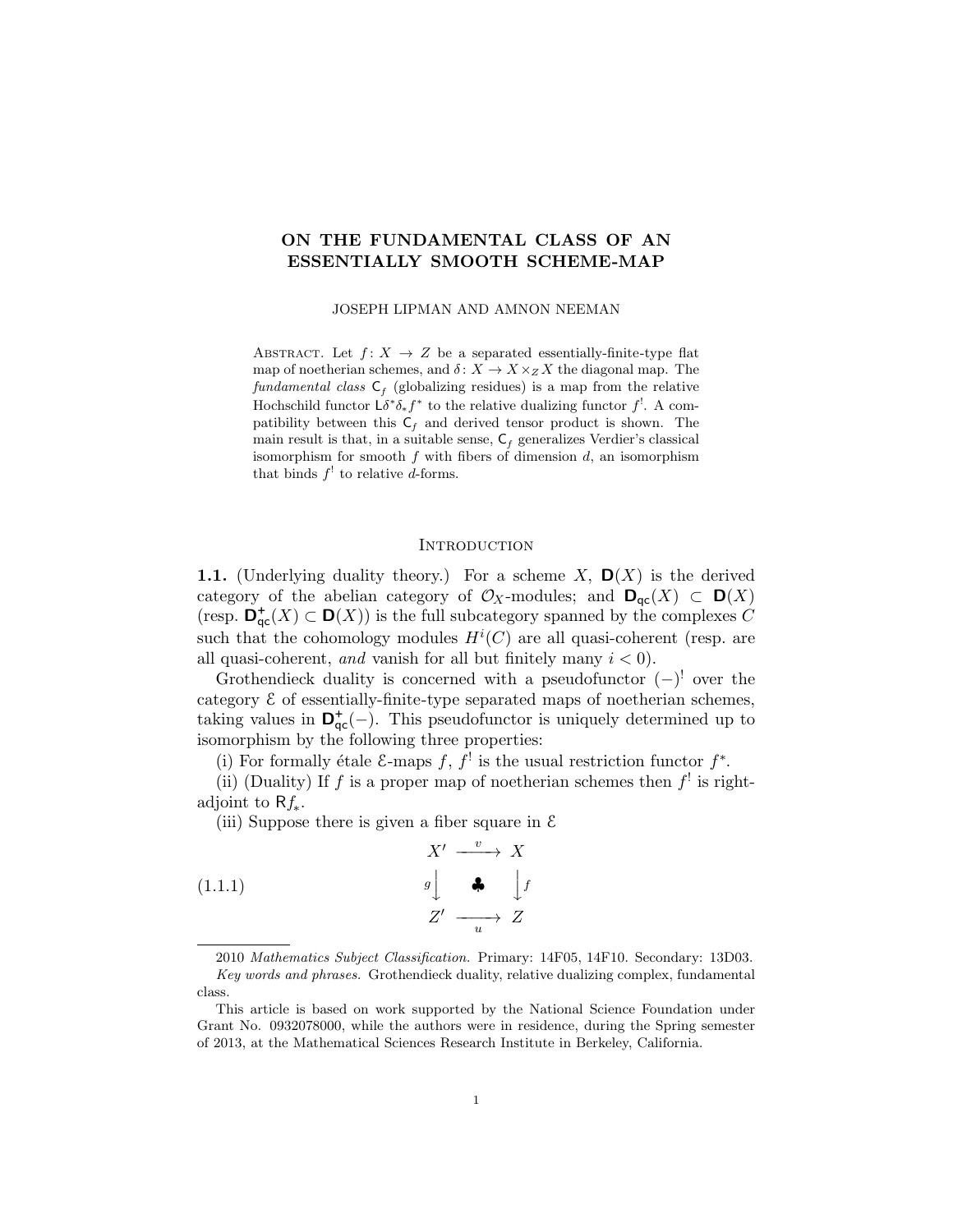# ON THE FUNDAMENTAL CLASS OF AN ESSENTIALLY SMOOTH SCHEME-MAP

JOSEPH LIPMAN AND AMNON NEEMAN

ABSTRACT. Let $f\colon X \to Z$ be a separated essentially-finite-type flat map of noetherian schemes, and $\delta\colon X \to X \times_Z X$ the diagonal map. The *fundamental class* $\mathsf{C}_f$ (globalizing residues) is a map from the relative Hochschild functor $\mathsf{L}\delta^*\delta_* f^*$ to the relative dualizing functor $f^!$. A compatibility between this $\mathsf{C}_f$ and derived tensor product is shown. The main result is that, in a suitable sense, $\mathsf{C}_f$ generalizes Verdier's classical isomorphism for smooth $f$ with fibers of dimension $d$, an isomorphism that binds $f^!$ to relative $d$-forms.

## INTRODUCTION

**1.1.** (Underlying duality theory.) For a scheme $X$, $\mathbf{D}(X)$ is the derived category of the abelian category of $\mathcal{O}_X$-modules; and $\mathbf{D}_{\mathsf{qc}}(X) \subset \mathbf{D}(X)$ (resp. $\mathbf{D}^+_{\mathsf{qc}}(X) \subset \mathbf{D}(X)$) is the full subcategory spanned by the complexes $C$ such that the cohomology modules $H^i(C)$ are all quasi-coherent (resp. are all quasi-coherent, *and* vanish for all but finitely many $i < 0$).

Grothendieck duality is concerned with a pseudofunctor $(-)^!$ over the category $\mathcal{E}$ of essentially-finite-type separated maps of noetherian schemes, taking values in $\mathbf{D}^+_{\mathsf{qc}}(-)$. This pseudofunctor is uniquely determined up to isomorphism by the following three properties:

(i) For formally étale $\mathcal{E}$-maps $f$, $f^!$ is the usual restriction functor $f^*$.

(ii) (Duality) If $f$ is a proper map of noetherian schemes then $f^!$ is right-adjoint to $\mathsf{R}f_*$.

(iii) Suppose there is given a fiber square in $\mathcal{E}$

$$
\begin{array}{ccc}
X' & \xrightarrow{\;v\;} & X \\
{\scriptstyle g}\big\downarrow & \clubsuit & \big\downarrow{\scriptstyle f} \\
Z' & \xrightarrow[\;u\;]{} & Z
\end{array}
\tag{1.1.1}
$$

---

2010 *Mathematics Subject Classification.* Primary: 14F05, 14F10. Secondary: 13D03.

*Key words and phrases.* Grothendieck duality, relative dualizing complex, fundamental class.

This article is based on work supported by the National Science Foundation under Grant No. 0932078000, while the authors were in residence, during the Spring semester of 2013, at the Mathematical Sciences Research Institute in Berkeley, California.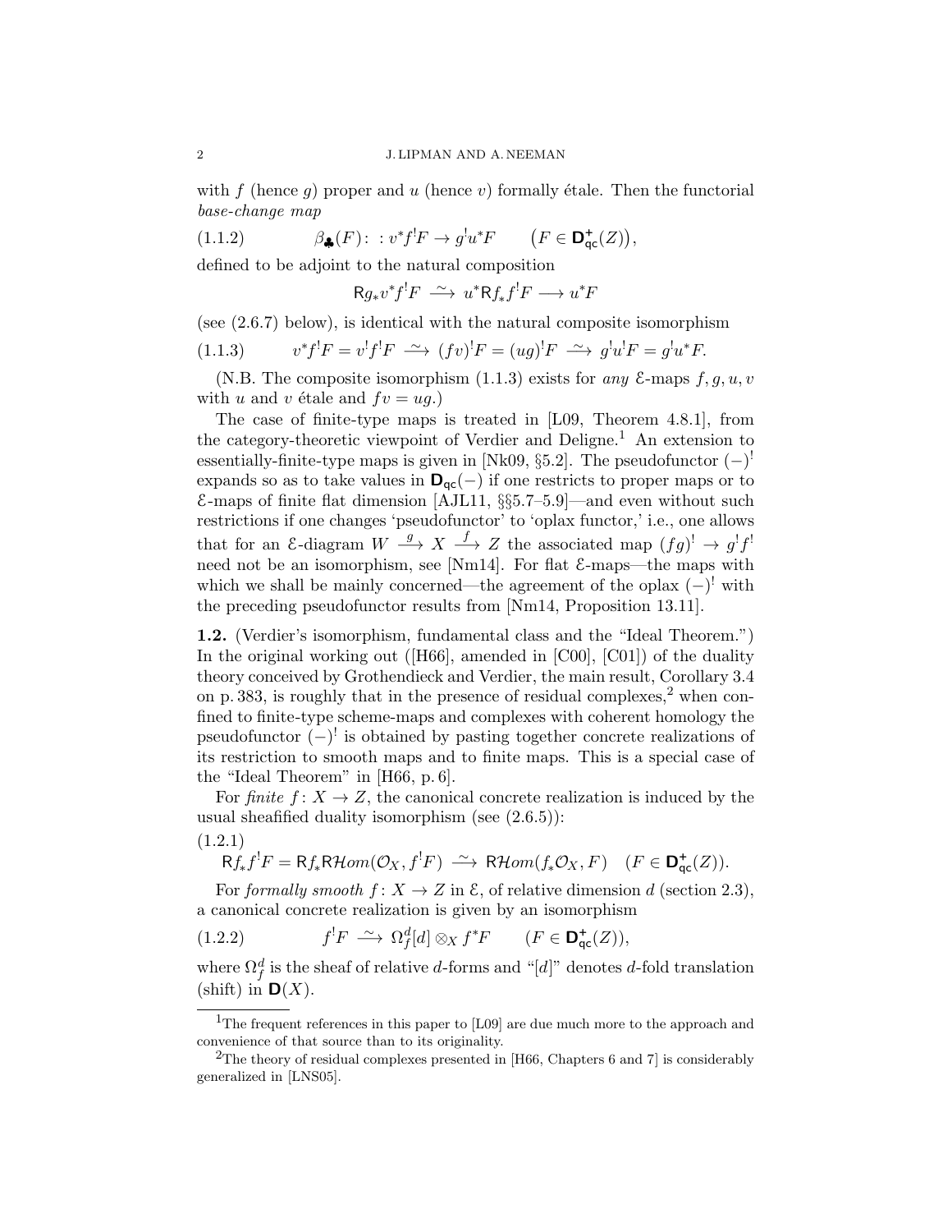with $f$ (hence $g$) proper and $u$ (hence $v$) formally étale. Then the functorial *base-change map*

$$\beta_{\clubsuit}(F)\colon\ : v^*f^!F \to g^!u^*F \qquad \big(F \in \mathbf{D}^+_{\mathsf{qc}}(Z)\big), \tag{1.1.2}$$

defined to be adjoint to the natural composition

$$\mathsf{R}g_*v^*f^!F \xrightarrow{\ \sim\ } u^*\mathsf{R}f_*f^!F \longrightarrow u^*F$$

(see (2.6.7) below), is identical with the natural composite isomorphism

$$v^*f^!F = v^!f^!F \xrightarrow{\ \sim\ } (fv)^!F = (ug)^!F \xrightarrow{\ \sim\ } g^!u^!F = g^!u^*F. \tag{1.1.3}$$

(N.B. The composite isomorphism (1.1.3) exists for *any* $\mathcal{E}$-maps $f, g, u, v$ with $u$ and $v$ étale and $fv = ug$.)

The case of finite-type maps is treated in [L09, Theorem 4.8.1], from the category-theoretic viewpoint of Verdier and Deligne.[1] An extension to essentially-finite-type maps is given in [Nk09, §5.2]. The pseudofunctor $(-)^!$ expands so as to take values in $\mathbf{D}_{\mathsf{qc}}(-)$ if one restricts to proper maps or to $\mathcal{E}$-maps of finite flat dimension [AJL11, §§5.7–5.9]—and even without such restrictions if one changes 'pseudofunctor' to 'oplax functor,' i.e., one allows that for an $\mathcal{E}$-diagram $W \xrightarrow{\ g\ } X \xrightarrow{\ f\ } Z$ the associated map $(fg)^! \to g^!f^!$ need not be an isomorphism, see [Nm14]. For flat $\mathcal{E}$-maps—the maps with which we shall be mainly concerned—the agreement of the oplax $(-)^!$ with the preceding pseudofunctor results from [Nm14, Proposition 13.11].

**1.2.** (Verdier's isomorphism, fundamental class and the "Ideal Theorem.") In the original working out ([H66], amended in [C00], [C01]) of the duality theory conceived by Grothendieck and Verdier, the main result, Corollary 3.4 on p. 383, is roughly that in the presence of residual complexes,[2] when confined to finite-type scheme-maps and complexes with coherent homology the pseudofunctor $(-)^!$ is obtained by pasting together concrete realizations of its restriction to smooth maps and to finite maps. This is a special case of the "Ideal Theorem" in [H66, p. 6].

For *finite* $f\colon X \to Z$, the canonical concrete realization is induced by the usual sheafified duality isomorphism (see (2.6.5)):

$$\mathsf{R}f_*f^!F = \mathsf{R}f_*\mathsf{R}\mathcal{H}om(\mathcal{O}_X, f^!F) \xrightarrow{\ \sim\ } \mathsf{R}\mathcal{H}om(f_*\mathcal{O}_X, F) \quad (F \in \mathbf{D}^+_{\mathsf{qc}}(Z)). \tag{1.2.1}$$

For *formally smooth* $f\colon X \to Z$ in $\mathcal{E}$, of relative dimension $d$ (section 2.3), a canonical concrete realization is given by an isomorphism

$$f^!F \xrightarrow{\ \sim\ } \Omega^d_f[d] \otimes_X f^*F \qquad (F \in \mathbf{D}^+_{\mathsf{qc}}(Z)), \tag{1.2.2}$$

where $\Omega^d_f$ is the sheaf of relative $d$-forms and "$[d]$" denotes $d$-fold translation (shift) in $\mathbf{D}(X)$.

---

[1] The frequent references in this paper to [L09] are due much more to the approach and convenience of that source than to its originality.

[2] The theory of residual complexes presented in [H66, Chapters 6 and 7] is considerably generalized in [LNS05].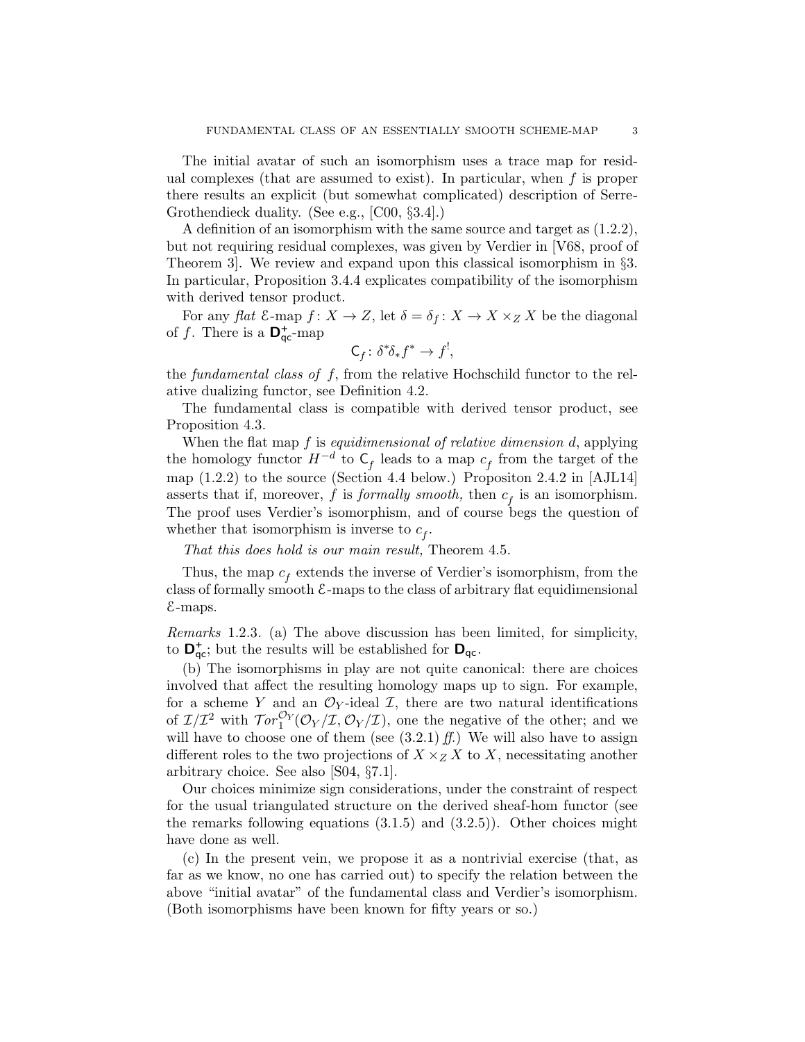The initial avatar of such an isomorphism uses a trace map for residual complexes (that are assumed to exist). In particular, when $f$ is proper there results an explicit (but somewhat complicated) description of Serre-Grothendieck duality. (See e.g., [C00, §3.4].)

A definition of an isomorphism with the same source and target as (1.2.2), but not requiring residual complexes, was given by Verdier in [V68, proof of Theorem 3]. We review and expand upon this classical isomorphism in §3. In particular, Proposition 3.4.4 explicates compatibility of the isomorphism with derived tensor product.

For any *flat* $\mathcal{E}$-map $f\colon X \to Z$, let $\delta = \delta_f\colon X \to X \times_Z X$ be the diagonal of $f$. There is a $\mathbf{D}^+_{\mathsf{qc}}$-map

$$\mathsf{C}_f\colon \delta^*\delta_* f^* \to f^!,$$

the *fundamental class of* $f$, from the relative Hochschild functor to the relative dualizing functor, see Definition 4.2.

The fundamental class is compatible with derived tensor product, see Proposition 4.3.

When the flat map $f$ is *equidimensional of relative dimension* $d$, applying the homology functor $H^{-d}$ to $\mathsf{C}_f$ leads to a map $c_f$ from the target of the map (1.2.2) to the source (Section 4.4 below.) Propositon 2.4.2 in [AJL14] asserts that if, moreover, $f$ is *formally smooth,* then $c_f$ is an isomorphism. The proof uses Verdier's isomorphism, and of course begs the question of whether that isomorphism is inverse to $c_f$.

*That this does hold is our main result,* Theorem 4.5.

Thus, the map $c_f$ extends the inverse of Verdier's isomorphism, from the class of formally smooth $\mathcal{E}$-maps to the class of arbitrary flat equidimensional $\mathcal{E}$-maps.

*Remarks* 1.2.3. (a) The above discussion has been limited, for simplicity, to $\mathbf{D}^+_{\mathsf{qc}}$; but the results will be established for $\mathbf{D}_{\mathsf{qc}}$.

(b) The isomorphisms in play are not quite canonical: there are choices involved that affect the resulting homology maps up to sign. For example, for a scheme $Y$ and an $\mathcal{O}_Y$-ideal $\mathcal{I}$, there are two natural identifications of $\mathcal{I}/\mathcal{I}^2$ with $\mathcal{T}or_1^{\mathcal{O}_Y}(\mathcal{O}_Y/\mathcal{I}, \mathcal{O}_Y/\mathcal{I})$, one the negative of the other; and we will have to choose one of them (see (3.2.1) *ff.*) We will also have to assign different roles to the two projections of $X \times_Z X$ to $X$, necessitating another arbitrary choice. See also [S04, §7.1].

Our choices minimize sign considerations, under the constraint of respect for the usual triangulated structure on the derived sheaf-hom functor (see the remarks following equations (3.1.5) and (3.2.5)). Other choices might have done as well.

(c) In the present vein, we propose it as a nontrivial exercise (that, as far as we know, no one has carried out) to specify the relation between the above "initial avatar" of the fundamental class and Verdier's isomorphism. (Both isomorphisms have been known for fifty years or so.)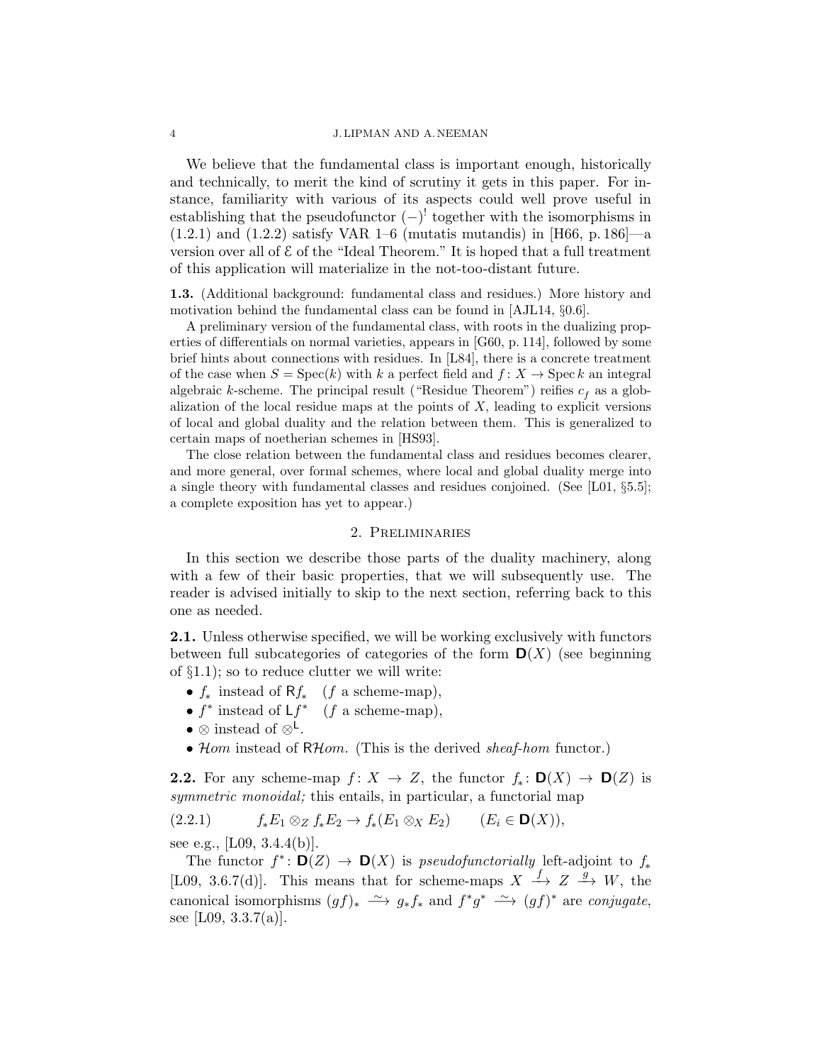We believe that the fundamental class is important enough, historically and technically, to merit the kind of scrutiny it gets in this paper. For instance, familiarity with various of its aspects could well prove useful in establishing that the pseudofunctor $(-)^!$ together with the isomorphisms in (1.2.1) and (1.2.2) satisfy VAR 1–6 (mutatis mutandis) in [H66, p. 186]—a version over all of $\mathcal{E}$ of the "Ideal Theorem." It is hoped that a full treatment of this application will materialize in the not-too-distant future.

**1.3.** (Additional background: fundamental class and residues.) More history and motivation behind the fundamental class can be found in [AJL14, §0.6].

A preliminary version of the fundamental class, with roots in the dualizing properties of differentials on normal varieties, appears in [G60, p. 114], followed by some brief hints about connections with residues. In [L84], there is a concrete treatment of the case when $S = \operatorname{Spec}(k)$ with $k$ a perfect field and $f\colon X \to \operatorname{Spec} k$ an integral algebraic $k$-scheme. The principal result ("Residue Theorem") reifies $c_f$ as a globalization of the local residue maps at the points of $X$, leading to explicit versions of local and global duality and the relation between them. This is generalized to certain maps of noetherian schemes in [HS93].

The close relation between the fundamental class and residues becomes clearer, and more general, over formal schemes, where local and global duality merge into a single theory with fundamental classes and residues conjoined. (See [L01, §5.5]; a complete exposition has yet to appear.)

## 2. Preliminaries

In this section we describe those parts of the duality machinery, along with a few of their basic properties, that we will subsequently use. The reader is advised initially to skip to the next section, referring back to this one as needed.

**2.1.** Unless otherwise specified, we will be working exclusively with functors between full subcategories of categories of the form $\mathbf{D}(X)$ (see beginning of §1.1); so to reduce clutter we will write:

- $f_*$ instead of $\mathsf{R}f_*$ ($f$ a scheme-map),
- $f^*$ instead of $\mathsf{L}f^*$ ($f$ a scheme-map),
- $\otimes$ instead of $\otimes^{\mathsf{L}}$.
- $\mathcal{H}om$ instead of $\mathsf{R}\mathcal{H}om$. (This is the derived *sheaf-hom* functor.)

**2.2.** For any scheme-map $f\colon X \to Z$, the functor $f_*\colon \mathbf{D}(X) \to \mathbf{D}(Z)$ is *symmetric monoidal;* this entails, in particular, a functorial map

$$f_*E_1 \otimes_Z f_*E_2 \to f_*(E_1 \otimes_X E_2) \qquad (E_i \in \mathbf{D}(X)), \tag{2.2.1}$$

see e.g., [L09, 3.4.4(b)].

The functor $f^*\colon \mathbf{D}(Z) \to \mathbf{D}(X)$ is *pseudofunctorially* left-adjoint to $f_*$ [L09, 3.6.7(d)]. This means that for scheme-maps $X \xrightarrow{f} Z \xrightarrow{g} W$, the canonical isomorphisms $(gf)_* \xrightarrow{\sim} g_*f_*$ and $f^*g^* \xrightarrow{\sim} (gf)^*$ are *conjugate*, see [L09, 3.3.7(a)].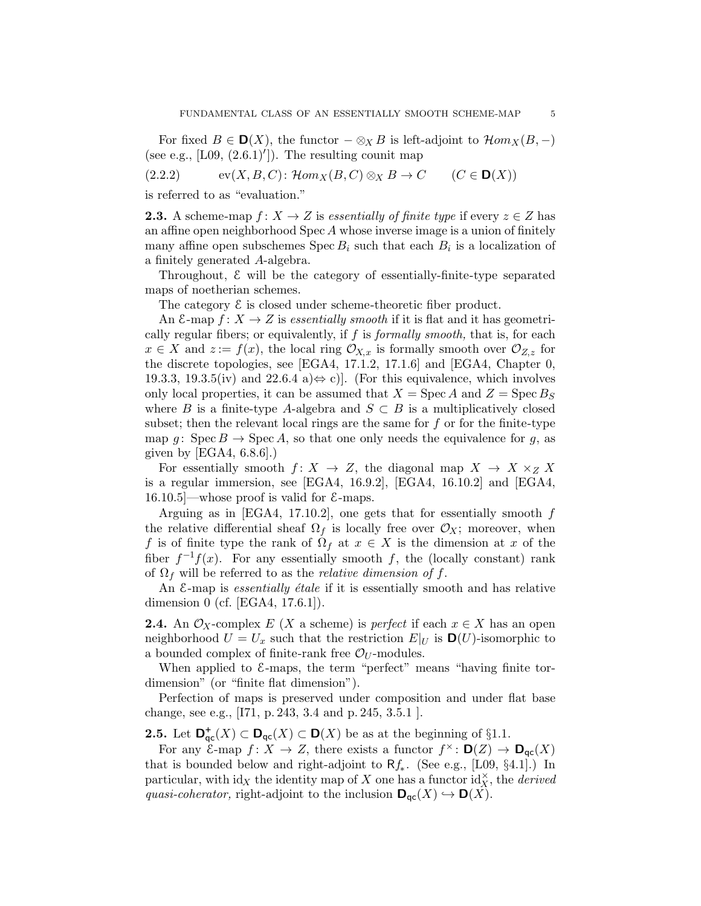For fixed $B \in \mathbf{D}(X)$, the functor $- \otimes_X B$ is left-adjoint to $\mathcal{H}om_X(B, -)$ (see e.g., [L09, (2.6.1)′]). The resulting counit map

$$\mathrm{ev}(X, B, C) \colon \mathcal{H}om_X(B, C) \otimes_X B \to C \qquad (C \in \mathbf{D}(X)) \tag{2.2.2}$$

is referred to as "evaluation."

**2.3.** A scheme-map $f \colon X \to Z$ is *essentially of finite type* if every $z \in Z$ has an affine open neighborhood $\operatorname{Spec} A$ whose inverse image is a union of finitely many affine open subschemes $\operatorname{Spec} B_i$ such that each $B_i$ is a localization of a finitely generated $A$-algebra.

Throughout, $\mathcal{E}$ will be the category of essentially-finite-type separated maps of noetherian schemes.

The category $\mathcal{E}$ is closed under scheme-theoretic fiber product.

An $\mathcal{E}$-map $f \colon X \to Z$ is *essentially smooth* if it is flat and it has geometrically regular fibers; or equivalently, if $f$ is *formally smooth,* that is, for each $x \in X$ and $z := f(x)$, the local ring $\mathcal{O}_{X,x}$ is formally smooth over $\mathcal{O}_{Z,z}$ for the discrete topologies, see [EGA4, 17.1.2, 17.1.6] and [EGA4, Chapter 0, 19.3.3, 19.3.5(iv) and 22.6.4 a)$\Leftrightarrow$ c)]. (For this equivalence, which involves only local properties, it can be assumed that $X = \operatorname{Spec} A$ and $Z = \operatorname{Spec} B_S$ where $B$ is a finite-type $A$-algebra and $S \subset B$ is a multiplicatively closed subset; then the relevant local rings are the same for $f$ or for the finite-type map $g \colon \operatorname{Spec} B \to \operatorname{Spec} A$, so that one only needs the equivalence for $g$, as given by [EGA4, 6.8.6].)

For essentially smooth $f \colon X \to Z$, the diagonal map $X \to X \times_Z X$ is a regular immersion, see [EGA4, 16.9.2], [EGA4, 16.10.2] and [EGA4, 16.10.5]—whose proof is valid for $\mathcal{E}$-maps.

Arguing as in [EGA4, 17.10.2], one gets that for essentially smooth $f$ the relative differential sheaf $\Omega_f$ is locally free over $\mathcal{O}_X$; moreover, when $f$ is of finite type the rank of $\Omega_f$ at $x \in X$ is the dimension at $x$ of the fiber $f^{-1}f(x)$. For any essentially smooth $f$, the (locally constant) rank of $\Omega_f$ will be referred to as the *relative dimension of $f$*.

An $\mathcal{E}$-map is *essentially étale* if it is essentially smooth and has relative dimension 0 (cf. [EGA4, 17.6.1]).

**2.4.** An $\mathcal{O}_X$-complex $E$ ($X$ a scheme) is *perfect* if each $x \in X$ has an open neighborhood $U = U_x$ such that the restriction $E|_U$ is $\mathbf{D}(U)$-isomorphic to a bounded complex of finite-rank free $\mathcal{O}_U$-modules.

When applied to $\mathcal{E}$-maps, the term "perfect" means "having finite tor-dimension" (or "finite flat dimension").

Perfection of maps is preserved under composition and under flat base change, see e.g., [I71, p. 243, 3.4 and p. 245, 3.5.1 ].

**2.5.** Let $\mathbf{D}^{+}_{\mathsf{qc}}(X) \subset \mathbf{D}_{\mathsf{qc}}(X) \subset \mathbf{D}(X)$ be as at the beginning of §1.1.

For any $\mathcal{E}$-map $f \colon X \to Z$, there exists a functor $f^{\times} \colon \mathbf{D}(Z) \to \mathbf{D}_{\mathsf{qc}}(X)$ that is bounded below and right-adjoint to $\mathsf{R}f_*$. (See e.g., [L09, §4.1].) In particular, with $\mathrm{id}_X$ the identity map of $X$ one has a functor $\mathrm{id}_X^{\times}$, the *derived quasi-coherator,* right-adjoint to the inclusion $\mathbf{D}_{\mathsf{qc}}(X) \hookrightarrow \mathbf{D}(X)$.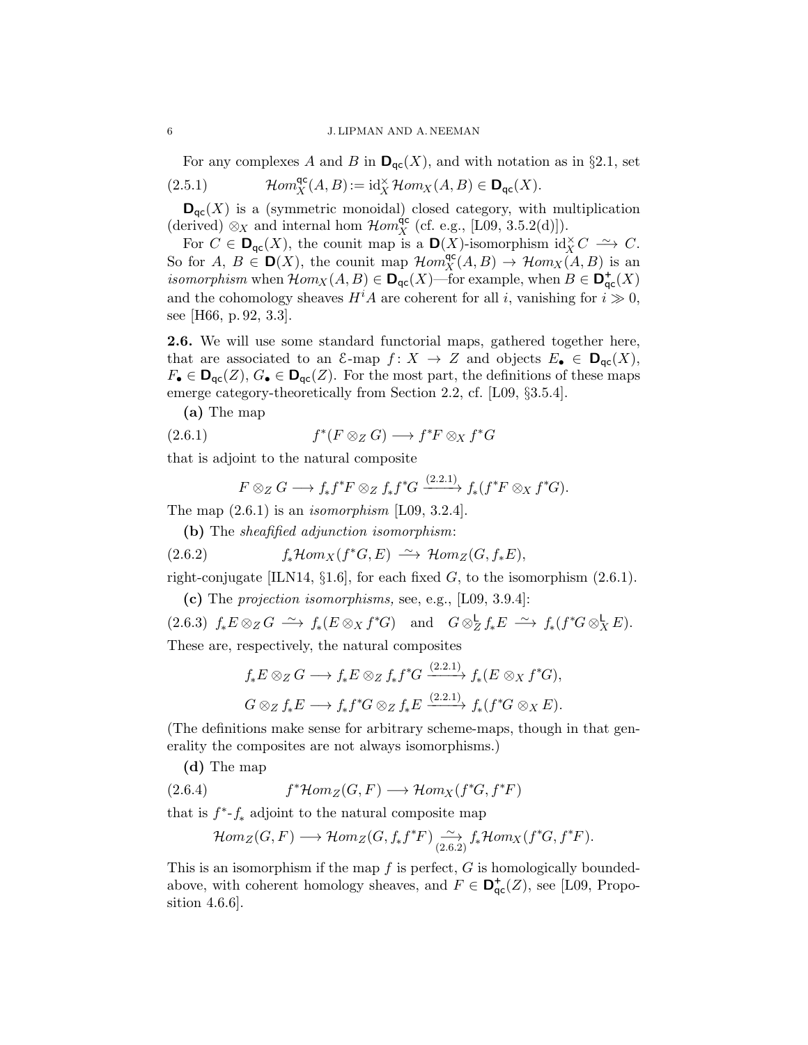For any complexes $A$ and $B$ in $\mathbf{D}_{\mathsf{qc}}(X)$, and with notation as in §2.1, set

$$\mathcal{H}om^{\mathsf{qc}}_X(A,B) := \mathrm{id}^{\times}_X \mathcal{H}om_X(A,B) \in \mathbf{D}_{\mathsf{qc}}(X). \tag{2.5.1}$$

$\mathbf{D}_{\mathsf{qc}}(X)$ is a (symmetric monoidal) closed category, with multiplication (derived) $\otimes_X$ and internal hom $\mathcal{H}om^{\mathsf{qc}}_X$ (cf. e.g., [L09, 3.5.2(d)]).

For $C \in \mathbf{D}_{\mathsf{qc}}(X)$, the counit map is a $\mathbf{D}(X)$-isomorphism $\mathrm{id}^{\times}_X C \xrightarrow{\sim} C$. So for $A$, $B \in \mathbf{D}(X)$, the counit map $\mathcal{H}om^{\mathsf{qc}}_X(A,B) \to \mathcal{H}om_X(A,B)$ is an *isomorphism* when $\mathcal{H}om_X(A,B) \in \mathbf{D}_{\mathsf{qc}}(X)$—for example, when $B \in \mathbf{D}^{+}_{\mathsf{qc}}(X)$ and the cohomology sheaves $H^iA$ are coherent for all $i$, vanishing for $i \gg 0$, see [H66, p. 92, 3.3].

**2.6.** We will use some standard functorial maps, gathered together here, that are associated to an $\mathcal{E}$-map $f\colon X \to Z$ and objects $E_\bullet \in \mathbf{D}_{\mathsf{qc}}(X)$, $F_\bullet \in \mathbf{D}_{\mathsf{qc}}(Z)$, $G_\bullet \in \mathbf{D}_{\mathsf{qc}}(Z)$. For the most part, the definitions of these maps emerge category-theoretically from Section 2.2, cf. [L09, §3.5.4].

**(a)** The map

$$f^*(F \otimes_Z G) \longrightarrow f^*F \otimes_X f^*G \tag{2.6.1}$$

that is adjoint to the natural composite

$$F \otimes_Z G \longrightarrow f_*f^*F \otimes_Z f_*f^*G \xrightarrow{(2.2.1)} f_*(f^*F \otimes_X f^*G).$$

The map (2.6.1) is an *isomorphism* [L09, 3.2.4].

**(b)** The *sheafified adjunction isomorphism*:

$$f_*\mathcal{H}om_X(f^*G, E) \xrightarrow{\sim} \mathcal{H}om_Z(G, f_*E), \tag{2.6.2}$$

right-conjugate [ILN14, §1.6], for each fixed $G$, to the isomorphism (2.6.1).

**(c)** The *projection isomorphisms,* see, e.g., [L09, 3.9.4]:

$$f_*E \otimes_Z G \xrightarrow{\sim} f_*(E \otimes_X f^*G) \quad\text{and}\quad G \otimes^{\mathsf{L}}_Z f_*E \xrightarrow{\sim} f_*(f^*G \otimes^{\mathsf{L}}_X E). \tag{2.6.3}$$

These are, respectively, the natural composites

$$f_*E \otimes_Z G \longrightarrow f_*E \otimes_Z f_*f^*G \xrightarrow{(2.2.1)} f_*(E \otimes_X f^*G),$$

$$G \otimes_Z f_*E \longrightarrow f_*f^*G \otimes_Z f_*E \xrightarrow{(2.2.1)} f_*(f^*G \otimes_X E).$$

(The definitions make sense for arbitrary scheme-maps, though in that generality the composites are not always isomorphisms.)

**(d)** The map

$$f^*\mathcal{H}om_Z(G,F) \longrightarrow \mathcal{H}om_X(f^*G, f^*F) \tag{2.6.4}$$

that is $f^*$-$f_*$ adjoint to the natural composite map

$$\mathcal{H}om_Z(G,F) \longrightarrow \mathcal{H}om_Z(G, f_*f^*F) \underset{(2.6.2)}{\xrightarrow{\sim}} f_*\mathcal{H}om_X(f^*G, f^*F).$$

This is an isomorphism if the map $f$ is perfect, $G$ is homologically bounded-above, with coherent homology sheaves, and $F \in \mathbf{D}^{+}_{\mathsf{qc}}(Z)$, see [L09, Proposition 4.6.6].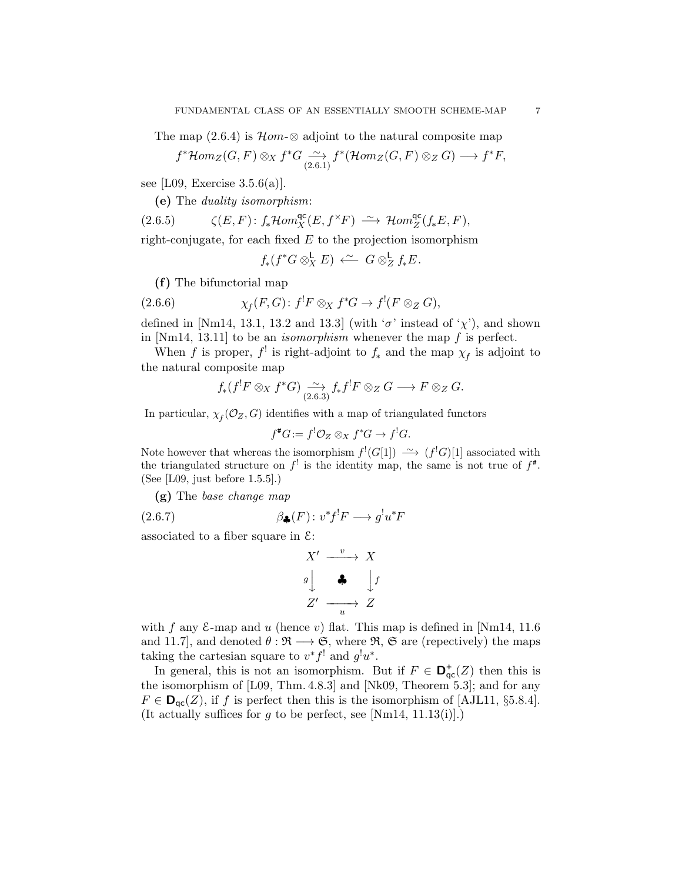The map (2.6.4) is $\mathcal{H}om$-$\otimes$ adjoint to the natural composite map

$$f^*\mathcal{H}om_Z(G,F)\otimes_X f^*G \underset{(2.6.1)}{\xrightarrow{\ \sim\ }} f^*(\mathcal{H}om_Z(G,F)\otimes_Z G) \longrightarrow f^*F,$$

see [L09, Exercise 3.5.6(a)].

**(e)** The *duality isomorphism*:

$$\zeta(E,F)\colon f_*\mathcal{H}om^{\mathsf{qc}}_X(E,f^\times F) \xrightarrow{\ \sim\ } \mathcal{H}om^{\mathsf{qc}}_Z(f_*E,F), \tag{2.6.5}$$

right-conjugate, for each fixed $E$ to the projection isomorphism

$$f_*(f^*G\otimes^{\mathsf{L}}_X E) \xleftarrow{\ \sim\ } G\otimes^{\mathsf{L}}_Z f_*E.$$

**(f)** The bifunctorial map

$$\chi_f(F,G)\colon f^!F\otimes_X f^*G \to f^!(F\otimes_Z G), \tag{2.6.6}$$

defined in [Nm14, 13.1, 13.2 and 13.3] (with '$\sigma$' instead of '$\chi$'), and shown in [Nm14, 13.11] to be an *isomorphism* whenever the map $f$ is perfect.

When $f$ is proper, $f^!$ is right-adjoint to $f_*$ and the map $\chi_f$ is adjoint to the natural composite map

$$f_*(f^!F\otimes_X f^*G) \underset{(2.6.3)}{\xrightarrow{\ \sim\ }} f_*f^!F\otimes_Z G \longrightarrow F\otimes_Z G.$$

In particular, $\chi_f(\mathcal{O}_Z,G)$ identifies with a map of triangulated functors

$$f^{\#}G := f^!\mathcal{O}_Z\otimes_X f^*G \to f^!G.$$

Note however that whereas the isomorphism $f^!(G[1]) \xrightarrow{\ \sim\ } (f^!G)[1]$ associated with the triangulated structure on $f^!$ is the identity map, the same is not true of $f^{\#}$. (See [L09, just before 1.5.5].)

**(g)** The *base change map*

$$\beta_{\clubsuit}(F)\colon v^*f^!F \longrightarrow g^!u^*F \tag{2.6.7}$$

associated to a fiber square in $\mathcal{E}$:

$$\begin{array}{ccc} X' & \xrightarrow{\ v\ } & X \\ {\scriptstyle g}\big\downarrow & \clubsuit & \big\downarrow{\scriptstyle f} \\ Z' & \xrightarrow[\ u\ ]{} & Z \end{array}$$

with $f$ any $\mathcal{E}$-map and $u$ (hence $v$) flat. This map is defined in [Nm14, 11.6 and 11.7], and denoted $\theta : \mathfrak{R} \longrightarrow \mathfrak{S}$, where $\mathfrak{R}$, $\mathfrak{S}$ are (repectively) the maps taking the cartesian square to $v^*f^!$ and $g^!u^*$.

In general, this is not an isomorphism. But if $F\in \mathbf{D}^+_{\mathsf{qc}}(Z)$ then this is the isomorphism of [L09, Thm. 4.8.3] and [Nk09, Theorem 5.3]; and for any $F\in\mathbf{D}_{\mathsf{qc}}(Z)$, if $f$ is perfect then this is the isomorphism of [AJL11, §5.8.4]. (It actually suffices for $g$ to be perfect, see [Nm14, 11.13(i)].)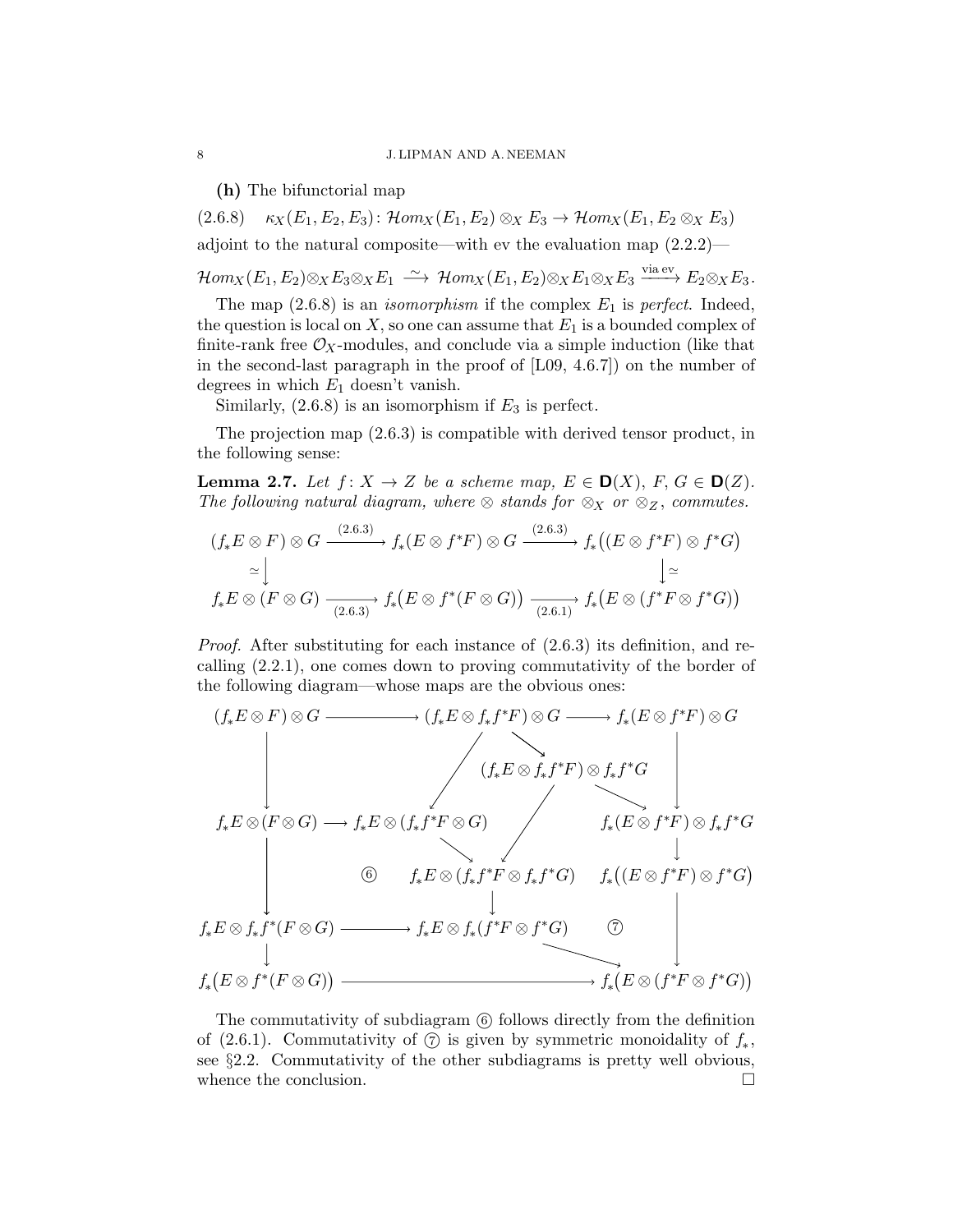**(h)** The bifunctorial map

$$\kappa_X(E_1, E_2, E_3)\colon \mathcal{H}om_X(E_1, E_2) \otimes_X E_3 \to \mathcal{H}om_X(E_1, E_2 \otimes_X E_3) \tag{2.6.8}$$

adjoint to the natural composite—with ev the evaluation map (2.2.2)—

$$\mathcal{H}om_X(E_1, E_2)\otimes_X E_3 \otimes_X E_1 \xrightarrow{\ \sim\ } \mathcal{H}om_X(E_1, E_2)\otimes_X E_1 \otimes_X E_3 \xrightarrow{\text{via ev}} E_2 \otimes_X E_3.$$

The map (2.6.8) is an *isomorphism* if the complex $E_1$ is *perfect*. Indeed, the question is local on $X$, so one can assume that $E_1$ is a bounded complex of finite-rank free $\mathcal{O}_X$-modules, and conclude via a simple induction (like that in the second-last paragraph in the proof of [L09, 4.6.7]) on the number of degrees in which $E_1$ doesn't vanish.

Similarly, (2.6.8) is an isomorphism if $E_3$ is perfect.

The projection map (2.6.3) is compatible with derived tensor product, in the following sense:

**Lemma 2.7.** *Let $f\colon X \to Z$ be a scheme map, $E \in \mathbf{D}(X)$, $F, G \in \mathbf{D}(Z)$. The following natural diagram, where $\otimes$ stands for $\otimes_X$ or $\otimes_Z$, commutes.*

$$\begin{array}{ccccc}
(f_*E \otimes F) \otimes G & \xrightarrow{(2.6.3)} & f_*(E \otimes f^*F) \otimes G & \xrightarrow{(2.6.3)} & f_*\big((E \otimes f^*F) \otimes f^*G\big) \\
\simeq \downarrow & & & & \downarrow \simeq \\
f_*E \otimes (F \otimes G) & \xrightarrow[(2.6.3)]{} & f_*\big(E \otimes f^*(F \otimes G)\big) & \xrightarrow[(2.6.1)]{} & f_*\big(E \otimes (f^*F \otimes f^*G)\big)
\end{array}$$

*Proof.* After substituting for each instance of (2.6.3) its definition, and recalling (2.2.1), one comes down to proving commutativity of the border of the following diagram—whose maps are the obvious ones:

$$\begin{array}{ccccc}
(f_*E \otimes F) \otimes G & \longrightarrow & (f_*E \otimes f_*f^*F) \otimes G & \longrightarrow & f_*(E \otimes f^*F) \otimes G \\
\downarrow & & (f_*E \otimes f_*f^*F) \otimes f_*f^*G & & \downarrow \\
f_*E \otimes (F \otimes G) & \longrightarrow & f_*E \otimes (f_*f^*F \otimes G) & & f_*(E \otimes f^*F) \otimes f_*f^*G \\
\downarrow & ⑥ & f_*E \otimes (f_*f^*F \otimes f_*f^*G) & & \downarrow \\
 & & \downarrow & & f_*\big((E \otimes f^*F) \otimes f^*G\big) \\
f_*E \otimes f_*f^*(F \otimes G) & \longrightarrow & f_*E \otimes f_*(f^*F \otimes f^*G) & ⑦ & \downarrow \\
\downarrow & & & & \\
f_*\big(E \otimes f^*(F \otimes G)\big) & \longrightarrow & & \longrightarrow & f_*\big(E \otimes (f^*F \otimes f^*G)\big)
\end{array}$$

The commutativity of subdiagram ⑥ follows directly from the definition of (2.6.1). Commutativity of ⑦ is given by symmetric monoidality of $f_*$, see §2.2. Commutativity of the other subdiagrams is pretty well obvious, whence the conclusion. $\square$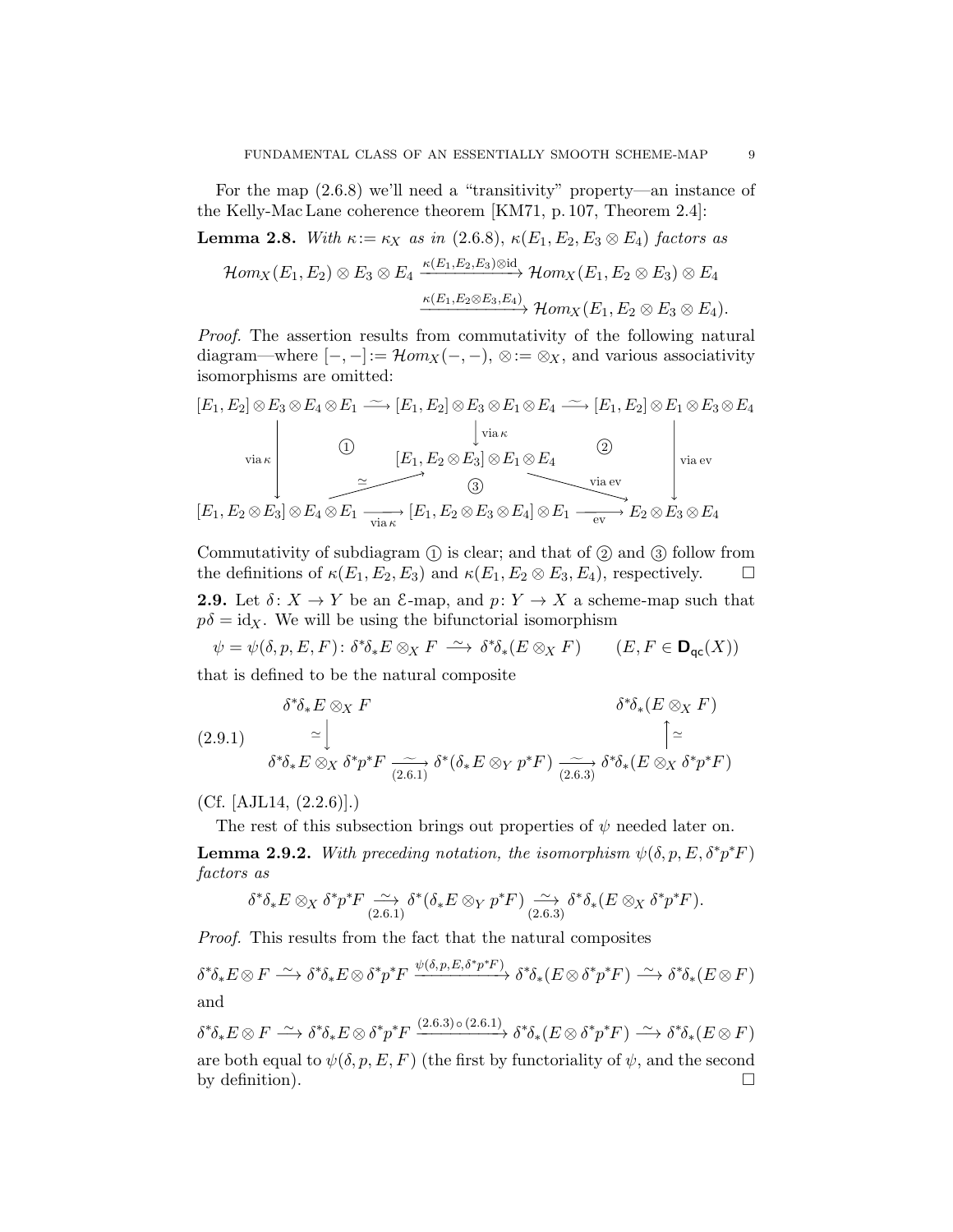For the map (2.6.8) we'll need a "transitivity" property—an instance of the Kelly-Mac Lane coherence theorem [KM71, p. 107, Theorem 2.4]:

**Lemma 2.8.** *With $\kappa := \kappa_X$ as in (2.6.8), $\kappa(E_1, E_2, E_3 \otimes E_4)$ factors as*

$$\mathcal{H}om_X(E_1, E_2) \otimes E_3 \otimes E_4 \xrightarrow{\kappa(E_1,E_2,E_3)\otimes \mathrm{id}} \mathcal{H}om_X(E_1, E_2 \otimes E_3) \otimes E_4 \xrightarrow{\kappa(E_1,E_2\otimes E_3,E_4)} \mathcal{H}om_X(E_1, E_2 \otimes E_3 \otimes E_4).$$

*Proof.* The assertion results from commutativity of the following natural diagram—where $[-,-] := \mathcal{H}om_X(-,-)$, $\otimes := \otimes_X$, and various associativity isomorphisms are omitted:

$$\begin{array}{ccccc}
[E_1,E_2]\otimes E_3\otimes E_4\otimes E_1 & \xrightarrow{\ \sim\ } & [E_1,E_2]\otimes E_3\otimes E_1\otimes E_4 & \xrightarrow{\ \sim\ } & [E_1,E_2]\otimes E_1\otimes E_3\otimes E_4\\
\Big\downarrow{\scriptstyle \text{via}\,\kappa} & ① & \Big\downarrow{\scriptstyle \text{via}\,\kappa} & ② & \Big\downarrow{\scriptstyle \text{via ev}}\\
 & \nearrow^{\simeq} & [E_1,E_2\otimes E_3]\otimes E_1\otimes E_4 & \searrow^{\text{via ev}} & \\
 & & ③ & & \\
[E_1,E_2\otimes E_3]\otimes E_4\otimes E_1 & \xrightarrow[\text{via}\,\kappa]{} & [E_1,E_2\otimes E_3\otimes E_4]\otimes E_1 & \xrightarrow[\text{ev}]{} & E_2\otimes E_3\otimes E_4
\end{array}$$

Commutativity of subdiagram ① is clear; and that of ② and ③ follow from the definitions of $\kappa(E_1, E_2, E_3)$ and $\kappa(E_1, E_2 \otimes E_3, E_4)$, respectively. $\square$

**2.9.** Let $\delta\colon X \to Y$ be an $\mathcal{E}$-map, and $p\colon Y \to X$ a scheme-map such that $p\delta = \mathrm{id}_X$. We will be using the bifunctorial isomorphism

$$\psi = \psi(\delta, p, E, F)\colon \delta^*\delta_*E \otimes_X F \xrightarrow{\ \sim\ } \delta^*\delta_*(E \otimes_X F) \qquad (E, F \in \mathbf{D}_{\mathsf{qc}}(X))$$

that is defined to be the natural composite

$$(2.9.1)\qquad \begin{array}{ccccc}
\delta^*\delta_*E \otimes_X F & & & & \delta^*\delta_*(E \otimes_X F)\\
\Big\downarrow{\simeq} & & & & \Big\uparrow{\simeq}\\
\delta^*\delta_*E \otimes_X \delta^*p^*F & \xrightarrow[(2.6.1)]{\ \sim\ } & \delta^*(\delta_*E \otimes_Y p^*F) & \xrightarrow[(2.6.3)]{\ \sim\ } & \delta^*\delta_*(E \otimes_X \delta^*p^*F)
\end{array}$$

(Cf. [AJL14, (2.2.6)].)

The rest of this subsection brings out properties of $\psi$ needed later on.

**Lemma 2.9.2.** *With preceding notation, the isomorphism $\psi(\delta, p, E, \delta^*p^*F)$ factors as*

$$\delta^*\delta_*E \otimes_X \delta^*p^*F \xrightarrow[(2.6.1)]{\ \sim\ } \delta^*(\delta_*E \otimes_Y p^*F) \xrightarrow[(2.6.3)]{\ \sim\ } \delta^*\delta_*(E \otimes_X \delta^*p^*F).$$

*Proof.* This results from the fact that the natural composites

$$\delta^*\delta_*E \otimes F \xrightarrow{\ \sim\ } \delta^*\delta_*E \otimes \delta^*p^*F \xrightarrow{\psi(\delta,p,E,\delta^*p^*F)} \delta^*\delta_*(E \otimes \delta^*p^*F) \xrightarrow{\ \sim\ } \delta^*\delta_*(E \otimes F)$$

and

$$\delta^*\delta_*E \otimes F \xrightarrow{\ \sim\ } \delta^*\delta_*E \otimes \delta^*p^*F \xrightarrow{(2.6.3)\,\circ\,(2.6.1)} \delta^*\delta_*(E \otimes \delta^*p^*F) \xrightarrow{\ \sim\ } \delta^*\delta_*(E \otimes F)$$

are both equal to $\psi(\delta, p, E, F)$ (the first by functoriality of $\psi$, and the second by definition). $\square$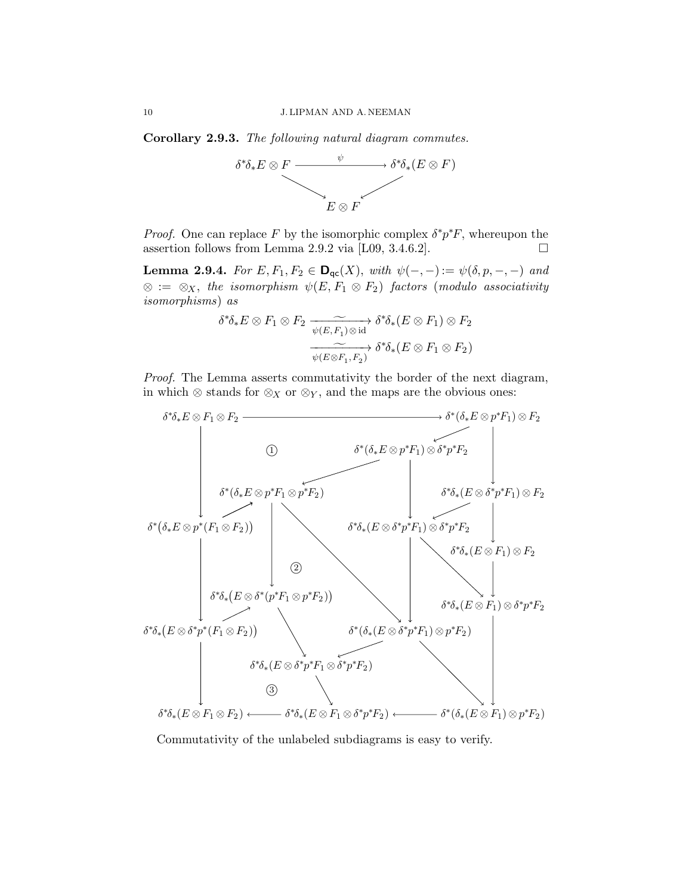**Corollary 2.9.3.** *The following natural diagram commutes.*

$$
\begin{array}{ccc}
\delta^*\delta_*E\otimes F & \xrightarrow{\quad\psi\quad} & \delta^*\delta_*(E\otimes F) \\
& \searrow \quad \swarrow & \\
& E\otimes F &
\end{array}
$$

*Proof.* One can replace $F$ by the isomorphic complex $\delta^*p^*F$, whereupon the assertion follows from Lemma 2.9.2 via [L09, 3.4.6.2]. $\square$

**Lemma 2.9.4.** *For $E, F_1, F_2 \in \mathbf{D}_{\mathsf{qc}}(X)$, with $\psi(-,-) := \psi(\delta, p, -, -)$ and $\otimes := \otimes_X$, the isomorphism $\psi(E, F_1\otimes F_2)$ factors (modulo associativity isomorphisms) as*

$$
\begin{aligned}
\delta^*\delta_*E\otimes F_1\otimes F_2 &\xrightarrow[\psi(E,F_1)\otimes\mathrm{id}]{\sim} \delta^*\delta_*(E\otimes F_1)\otimes F_2 \\
&\xrightarrow[\psi(E\otimes F_1,F_2)]{\sim} \delta^*\delta_*(E\otimes F_1\otimes F_2)
\end{aligned}
$$

*Proof.* The Lemma asserts commutativity the border of the next diagram, in which $\otimes$ stands for $\otimes_X$ or $\otimes_Y$, and the maps are the obvious ones:

$$
\begin{array}{ccccc}
\delta^*\delta_*E\otimes F_1\otimes F_2 & \longrightarrow & & & \delta^*(\delta_*E\otimes p^*F_1)\otimes F_2 \\
\downarrow & ① & \delta^*(\delta_*E\otimes p^*F_1)\otimes\delta^*p^*F_2 & & \downarrow \\
\delta^*\big(\delta_*E\otimes p^*(F_1\otimes F_2)\big) & \delta^*(\delta_*E\otimes p^*F_1\otimes p^*F_2) & \downarrow & & \delta^*\delta_*(E\otimes\delta^*p^*F_1)\otimes F_2 \\
\downarrow & \downarrow \quad ② & \delta^*\delta_*(E\otimes\delta^*p^*F_1)\otimes\delta^*p^*F_2 & & \delta^*\delta_*(E\otimes F_1)\otimes F_2 \\
\delta^*\delta_*\big(E\otimes\delta^*p^*(F_1\otimes F_2)\big) & \delta^*\delta_*\big(E\otimes\delta^*(p^*F_1\otimes p^*F_2)\big) & \downarrow & & \delta^*\delta_*(E\otimes F_1)\otimes\delta^*p^*F_2 \\
\downarrow & \delta^*\delta_*(E\otimes\delta^*p^*F_1\otimes\delta^*p^*F_2) & \delta^*(\delta_*(E\otimes\delta^*p^*F_1)\otimes p^*F_2) & & \downarrow \\
\downarrow & ③ & & & \downarrow \\
\delta^*\delta_*(E\otimes F_1\otimes F_2) & \longleftarrow\ \delta^*\delta_*(E\otimes F_1\otimes\delta^*p^*F_2) & \longleftarrow & & \delta^*(\delta_*(E\otimes F_1)\otimes p^*F_2)
\end{array}
$$

Commutativity of the unlabeled subdiagrams is easy to verify.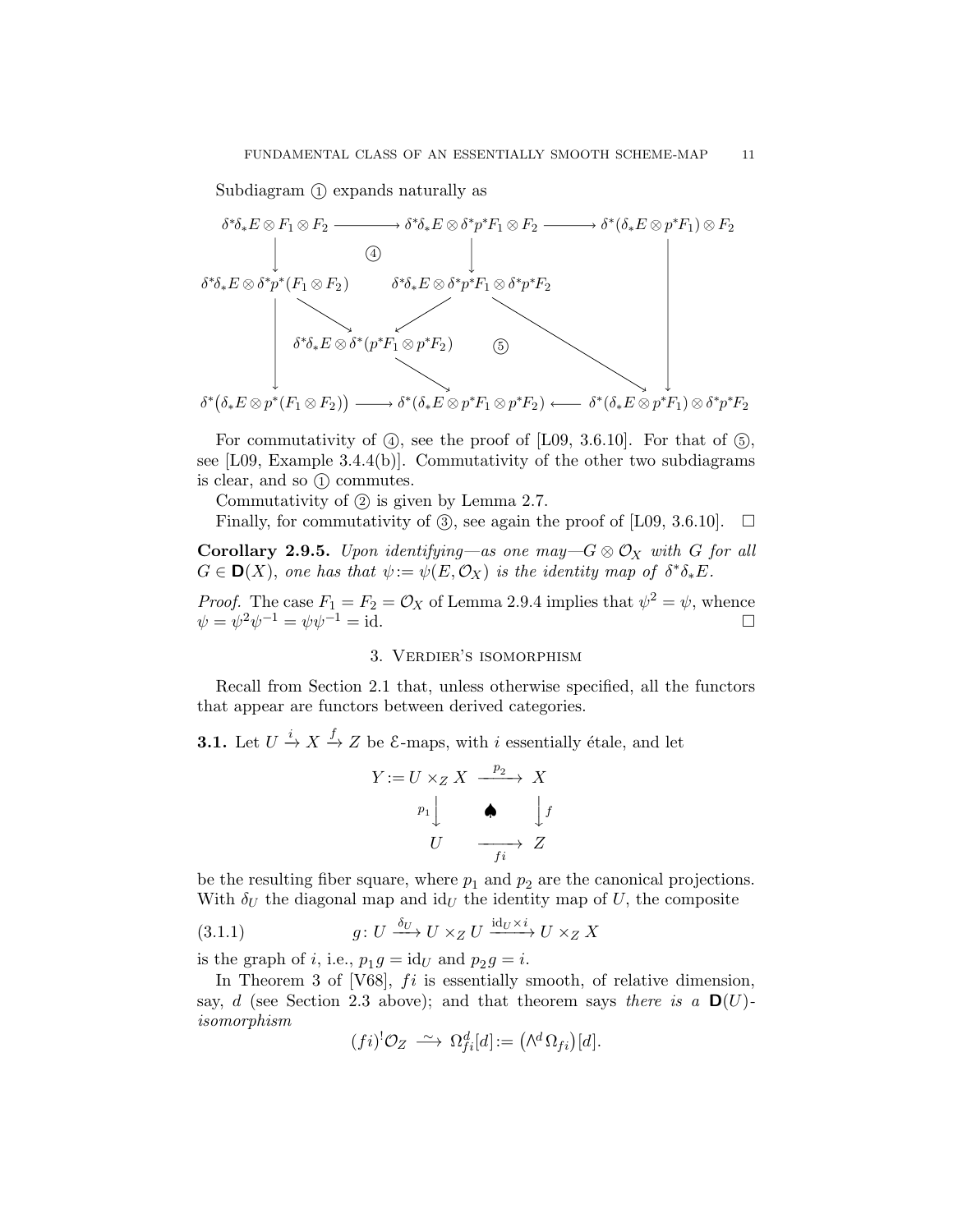Subdiagram ① expands naturally as

$$
\begin{array}{ccccc}
\delta^*\delta_*E\otimes F_1\otimes F_2 & \longrightarrow & \delta^*\delta_*E\otimes \delta^*p^*F_1\otimes F_2 & \longrightarrow & \delta^*(\delta_*E\otimes p^*F_1)\otimes F_2\\
\downarrow & ④ & \downarrow & & \downarrow\\
\delta^*\delta_*E\otimes \delta^*p^*(F_1\otimes F_2) & & \delta^*\delta_*E\otimes \delta^*p^*F_1\otimes \delta^*p^*F_2 & & \\
\downarrow & \searrow & \swarrow \quad ⑤ & \searrow & \downarrow\\
& & \delta^*\delta_*E\otimes \delta^*(p^*F_1\otimes p^*F_2) & & \\
& & \searrow & & \\
\delta^*\big(\delta_*E\otimes p^*(F_1\otimes F_2)\big) & \longrightarrow & \delta^*(\delta_*E\otimes p^*F_1\otimes p^*F_2) & \longleftarrow & \delta^*(\delta_*E\otimes p^*F_1)\otimes \delta^*p^*F_2
\end{array}
$$

For commutativity of ④, see the proof of [L09, 3.6.10]. For that of ⑤, see [L09, Example 3.4.4(b)]. Commutativity of the other two subdiagrams is clear, and so ① commutes.

Commutativity of ② is given by Lemma 2.7.

Finally, for commutativity of ③, see again the proof of [L09, 3.6.10]. □

**Corollary 2.9.5.** *Upon identifying—as one may—$G\otimes\mathcal{O}_X$ with $G$ for all $G\in\mathbf{D}(X)$, one has that $\psi:=\psi(E,\mathcal{O}_X)$ is the identity map of $\delta^*\delta_*E$.*

*Proof.* The case $F_1=F_2=\mathcal{O}_X$ of Lemma 2.9.4 implies that $\psi^2=\psi$, whence $\psi=\psi^2\psi^{-1}=\psi\psi^{-1}=\mathrm{id}$. □

## 3. Verdier's isomorphism

Recall from Section 2.1 that, unless otherwise specified, all the functors that appear are functors between derived categories.

**3.1.** Let $U\xrightarrow{i}X\xrightarrow{f}Z$ be $\mathcal{E}$-maps, with $i$ essentially étale, and let

$$
\begin{array}{ccc}
Y:=U\times_Z X & \xrightarrow{\;p_2\;} & X\\
{\scriptstyle p_1}\big\downarrow & \spadesuit & \big\downarrow{\scriptstyle f}\\
U & \xrightarrow[\;fi\;]{} & Z
\end{array}
$$

be the resulting fiber square, where $p_1$ and $p_2$ are the canonical projections. With $\delta_U$ the diagonal map and $\mathrm{id}_U$ the identity map of $U$, the composite

$$
g\colon U\xrightarrow{\delta_U}U\times_Z U\xrightarrow{\mathrm{id}_U\times i}U\times_Z X \tag{3.1.1}
$$

is the graph of $i$, i.e., $p_1g=\mathrm{id}_U$ and $p_2g=i$.

In Theorem 3 of [V68], $fi$ is essentially smooth, of relative dimension, say, $d$ (see Section 2.3 above); and that theorem says *there is a $\mathbf{D}(U)$-isomorphism*

$$
(fi)^!\mathcal{O}_Z\xrightarrow{\;\sim\;}\Omega^d_{fi}[d]:=\big(\wedge^d\Omega_{fi}\big)[d].
$$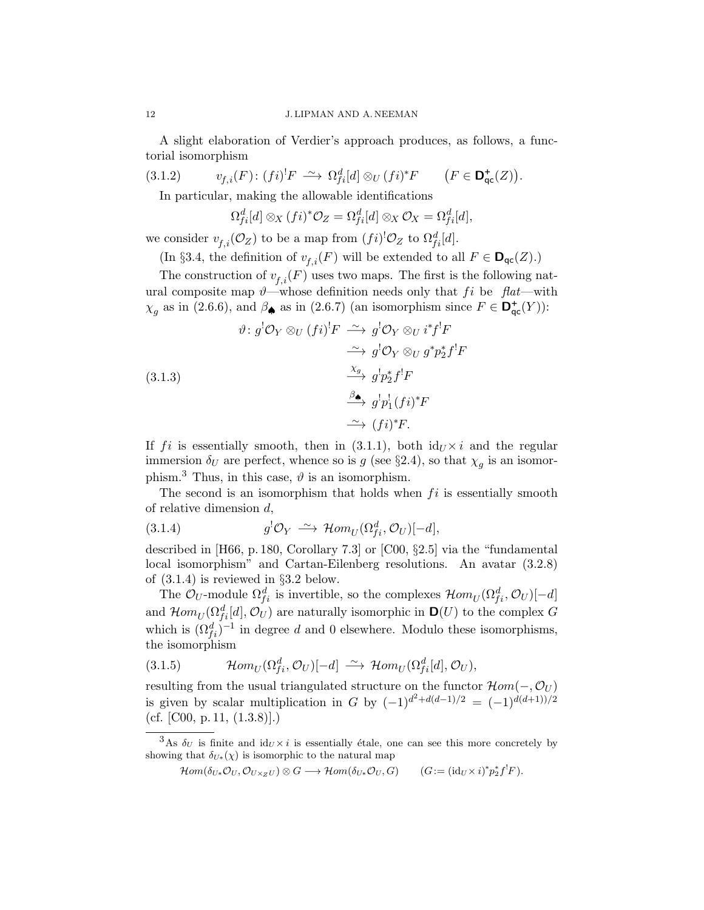A slight elaboration of Verdier's approach produces, as follows, a functorial isomorphism

$$v_{f,i}(F)\colon (fi)^!F \xrightarrow{\ \sim\ } \Omega^d_{fi}[d] \otimes_U (fi)^*F \qquad \big(F \in \mathbf{D}^+_{\mathsf{qc}}(Z)\big). \tag{3.1.2}$$

In particular, making the allowable identifications

$$\Omega^d_{fi}[d] \otimes_X (fi)^*\mathcal{O}_Z = \Omega^d_{fi}[d] \otimes_X \mathcal{O}_X = \Omega^d_{fi}[d],$$

we consider $v_{f,i}(\mathcal{O}_Z)$ to be a map from $(fi)^!\mathcal{O}_Z$ to $\Omega^d_{fi}[d]$.

(In §3.4, the definition of $v_{f,i}(F)$ will be extended to all $F \in \mathbf{D}_{\mathsf{qc}}(Z)$.)

The construction of $v_{f,i}(F)$ uses two maps. The first is the following natural composite map $\vartheta$—whose definition needs only that $fi$ be *flat*—with $\chi_g$ as in (2.6.6), and $\beta_\spadesuit$ as in (2.6.7) (an isomorphism since $F \in \mathbf{D}^+_{\mathsf{qc}}(Y)$):

$$\begin{aligned}
\vartheta\colon g^!\mathcal{O}_Y \otimes_U (fi)^!F &\xrightarrow{\ \sim\ } g^!\mathcal{O}_Y \otimes_U i^*f^!F \\
&\xrightarrow{\ \sim\ } g^!\mathcal{O}_Y \otimes_U g^*p_2^*f^!F \\
&\xrightarrow{\ \chi_g\ } g^!p_2^*f^!F \\
&\xrightarrow{\ \beta_\spadesuit\ } g^!p_1^!(fi)^*F \\
&\xrightarrow{\ \sim\ } (fi)^*F.
\end{aligned} \tag{3.1.3}$$

If $fi$ is essentially smooth, then in (3.1.1), both $\mathrm{id}_U \times i$ and the regular immersion $\delta_U$ are perfect, whence so is $g$ (see §2.4), so that $\chi_g$ is an isomorphism.[3] Thus, in this case, $\vartheta$ is an isomorphism.

The second is an isomorphism that holds when $fi$ is essentially smooth of relative dimension $d$,

$$g^!\mathcal{O}_Y \xrightarrow{\ \sim\ } \mathcal{H}om_U(\Omega^d_{fi}, \mathcal{O}_U)[-d], \tag{3.1.4}$$

described in [H66, p. 180, Corollary 7.3] or [C00, §2.5] via the "fundamental local isomorphism" and Cartan-Eilenberg resolutions. An avatar (3.2.8) of (3.1.4) is reviewed in §3.2 below.

The $\mathcal{O}_U$-module $\Omega^d_{fi}$ is invertible, so the complexes $\mathcal{H}om_U(\Omega^d_{fi}, \mathcal{O}_U)[-d]$ and $\mathcal{H}om_U(\Omega^d_{fi}[d], \mathcal{O}_U)$ are naturally isomorphic in $\mathbf{D}(U)$ to the complex $G$ which is $(\Omega^d_{fi})^{-1}$ in degree $d$ and 0 elsewhere. Modulo these isomorphisms, the isomorphism

$$\mathcal{H}om_U(\Omega^d_{fi}, \mathcal{O}_U)[-d] \xrightarrow{\ \sim\ } \mathcal{H}om_U(\Omega^d_{fi}[d], \mathcal{O}_U), \tag{3.1.5}$$

resulting from the usual triangulated structure on the functor $\mathcal{H}om(-, \mathcal{O}_U)$ is given by scalar multiplication in $G$ by $(-1)^{d^2+d(d-1)/2} = (-1)^{d(d+1)/2}$ (cf. [C00, p. 11, (1.3.8)].)

---

[3] As $\delta_U$ is finite and $\mathrm{id}_U \times i$ is essentially étale, one can see this more concretely by showing that $\delta_{U*}(\chi)$ is isomorphic to the natural map

$$\mathcal{H}om(\delta_{U*}\mathcal{O}_U, \mathcal{O}_{U\times_Z U}) \otimes G \longrightarrow \mathcal{H}om(\delta_{U*}\mathcal{O}_U, G) \qquad (G := (\mathrm{id}_U \times i)^*p_2^*f^!F).$$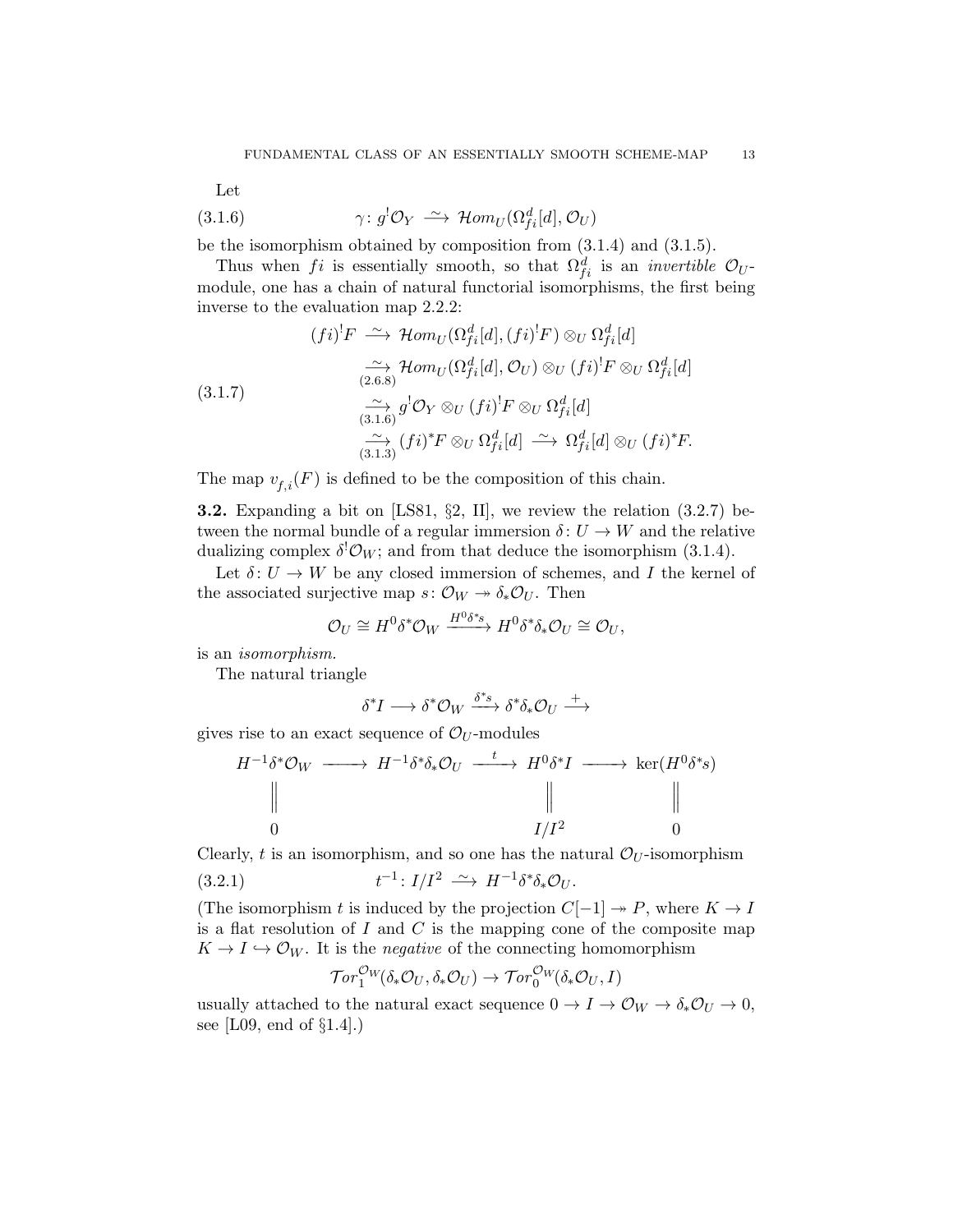Let

$$\gamma\colon g^!\mathcal{O}_Y \xrightarrow{\ \sim\ } \mathcal{H}om_U(\Omega^d_{fi}[d], \mathcal{O}_U) \tag{3.1.6}$$

be the isomorphism obtained by composition from (3.1.4) and (3.1.5).

Thus when $fi$ is essentially smooth, so that $\Omega^d_{fi}$ is an *invertible* $\mathcal{O}_U$-module, one has a chain of natural functorial isomorphisms, the first being inverse to the evaluation map 2.2.2:

$$\begin{aligned}
(fi)^!F &\xrightarrow{\ \sim\ } \mathcal{H}om_U(\Omega^d_{fi}[d], (fi)^!F) \otimes_U \Omega^d_{fi}[d]\\
&\underset{(2.6.8)}{\xrightarrow{\ \sim\ }} \mathcal{H}om_U(\Omega^d_{fi}[d], \mathcal{O}_U) \otimes_U (fi)^!F \otimes_U \Omega^d_{fi}[d]\\
&\underset{(3.1.6)}{\xrightarrow{\ \sim\ }} g^!\mathcal{O}_Y \otimes_U (fi)^!F \otimes_U \Omega^d_{fi}[d]\\
&\underset{(3.1.3)}{\xrightarrow{\ \sim\ }} (fi)^*F \otimes_U \Omega^d_{fi}[d] \xrightarrow{\ \sim\ } \Omega^d_{fi}[d] \otimes_U (fi)^*F.
\end{aligned} \tag{3.1.7}$$

The map $v_{f,i}(F)$ is defined to be the composition of this chain.

**3.2.** Expanding a bit on [LS81, §2, II], we review the relation (3.2.7) between the normal bundle of a regular immersion $\delta\colon U \to W$ and the relative dualizing complex $\delta^!\mathcal{O}_W$; and from that deduce the isomorphism (3.1.4).

Let $\delta\colon U \to W$ be any closed immersion of schemes, and $I$ the kernel of the associated surjective map $s\colon \mathcal{O}_W \twoheadrightarrow \delta_*\mathcal{O}_U$. Then

$$\mathcal{O}_U \cong H^0\delta^*\mathcal{O}_W \xrightarrow{H^0\delta^*s} H^0\delta^*\delta_*\mathcal{O}_U \cong \mathcal{O}_U,$$

is an *isomorphism.*

The natural triangle

$$\delta^*I \longrightarrow \delta^*\mathcal{O}_W \xrightarrow{\delta^*s} \delta^*\delta_*\mathcal{O}_U \xrightarrow{+}$$

gives rise to an exact sequence of $\mathcal{O}_U$-modules

$$\begin{array}{ccccccc}
H^{-1}\delta^*\mathcal{O}_W & \longrightarrow & H^{-1}\delta^*\delta_*\mathcal{O}_U & \xrightarrow{\ t\ } & H^0\delta^*I & \longrightarrow & \ker(H^0\delta^*s)\\
\| & & & & \| & & \|\\
0 & & & & I/I^2 & & 0
\end{array}$$

Clearly, $t$ is an isomorphism, and so one has the natural $\mathcal{O}_U$-isomorphism

$$t^{-1}\colon I/I^2 \xrightarrow{\ \sim\ } H^{-1}\delta^*\delta_*\mathcal{O}_U. \tag{3.2.1}$$

(The isomorphism $t$ is induced by the projection $C[-1] \twoheadrightarrow P$, where $K \to I$ is a flat resolution of $I$ and $C$ is the mapping cone of the composite map $K \to I \hookrightarrow \mathcal{O}_W$. It is the *negative* of the connecting homomorphism

$$\mathcal{T}or_1^{\mathcal{O}_W}(\delta_*\mathcal{O}_U, \delta_*\mathcal{O}_U) \to \mathcal{T}or_0^{\mathcal{O}_W}(\delta_*\mathcal{O}_U, I)$$

usually attached to the natural exact sequence $0 \to I \to \mathcal{O}_W \to \delta_*\mathcal{O}_U \to 0$, see [L09, end of §1.4].)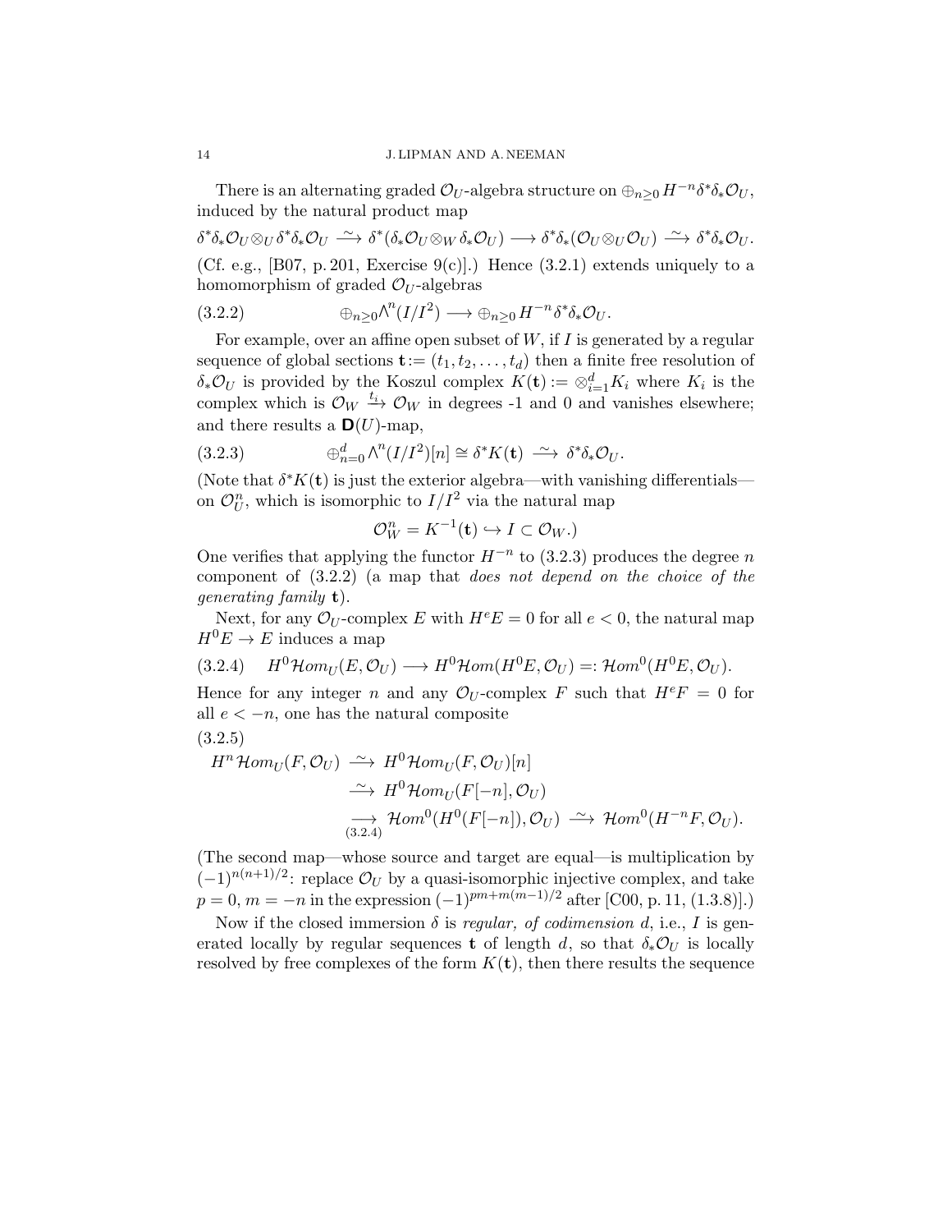There is an alternating graded $\mathcal{O}_U$-algebra structure on $\oplus_{n\ge 0} H^{-n}\delta^*\delta_*\mathcal{O}_U$, induced by the natural product map

$$\delta^*\delta_*\mathcal{O}_U \otimes_U \delta^*\delta_*\mathcal{O}_U \xrightarrow{\ \sim\ } \delta^*(\delta_*\mathcal{O}_U \otimes_W \delta_*\mathcal{O}_U) \longrightarrow \delta^*\delta_*(\mathcal{O}_U \otimes_U \mathcal{O}_U) \xrightarrow{\ \sim\ } \delta^*\delta_*\mathcal{O}_U.$$

(Cf. e.g., [B07, p. 201, Exercise 9(c)].) Hence (3.2.1) extends uniquely to a homomorphism of graded $\mathcal{O}_U$-algebras

$$\oplus_{n\ge 0} \textstyle\bigwedge^n (I/I^2) \longrightarrow \oplus_{n\ge 0} H^{-n}\delta^*\delta_*\mathcal{O}_U. \tag{3.2.2}$$

For example, over an affine open subset of $W$, if $I$ is generated by a regular sequence of global sections $\mathbf{t} := (t_1, t_2, \dots, t_d)$ then a finite free resolution of $\delta_*\mathcal{O}_U$ is provided by the Koszul complex $K(\mathbf{t}) := \otimes_{i=1}^d K_i$ where $K_i$ is the complex which is $\mathcal{O}_W \xrightarrow{t_i} \mathcal{O}_W$ in degrees -1 and 0 and vanishes elsewhere; and there results a $\mathbf{D}(U)$-map,

$$\oplus_{n=0}^d \textstyle\bigwedge^n (I/I^2)[n] \cong \delta^*K(\mathbf{t}) \xrightarrow{\ \sim\ } \delta^*\delta_*\mathcal{O}_U. \tag{3.2.3}$$

(Note that $\delta^*K(\mathbf{t})$ is just the exterior algebra—with vanishing differentials—on $\mathcal{O}_U^n$, which is isomorphic to $I/I^2$ via the natural map

$$\mathcal{O}_W^n = K^{-1}(\mathbf{t}) \hookrightarrow I \subset \mathcal{O}_W.)$$

One verifies that applying the functor $H^{-n}$ to (3.2.3) produces the degree $n$ component of (3.2.2) (a map that *does not depend on the choice of the generating family* $\mathbf{t}$).

Next, for any $\mathcal{O}_U$-complex $E$ with $H^eE = 0$ for all $e < 0$, the natural map $H^0E \to E$ induces a map

$$H^0\mathcal{H}om_U(E, \mathcal{O}_U) \longrightarrow H^0\mathcal{H}om(H^0E, \mathcal{O}_U) =: \mathcal{H}om^0(H^0E, \mathcal{O}_U). \tag{3.2.4}$$

Hence for any integer $n$ and any $\mathcal{O}_U$-complex $F$ such that $H^eF = 0$ for all $e < -n$, one has the natural composite

(3.2.5)

$$\begin{aligned}
H^n\mathcal{H}om_U(F, \mathcal{O}_U) &\xrightarrow{\ \sim\ } H^0\mathcal{H}om_U(F, \mathcal{O}_U)[n] \\
&\xrightarrow{\ \sim\ } H^0\mathcal{H}om_U(F[-n], \mathcal{O}_U) \\
&\underset{(3.2.4)}{\longrightarrow} \mathcal{H}om^0(H^0(F[-n]), \mathcal{O}_U) \xrightarrow{\ \sim\ } \mathcal{H}om^0(H^{-n}F, \mathcal{O}_U).
\end{aligned}$$

(The second map—whose source and target are equal—is multiplication by $(-1)^{n(n+1)/2}$: replace $\mathcal{O}_U$ by a quasi-isomorphic injective complex, and take $p = 0$, $m = -n$ in the expression $(-1)^{pm+m(m-1)/2}$ after [C00, p. 11, (1.3.8)].)

Now if the closed immersion $\delta$ is *regular, of codimension* $d$, i.e., $I$ is generated locally by regular sequences $\mathbf{t}$ of length $d$, so that $\delta_*\mathcal{O}_U$ is locally resolved by free complexes of the form $K(\mathbf{t})$, then there results the sequence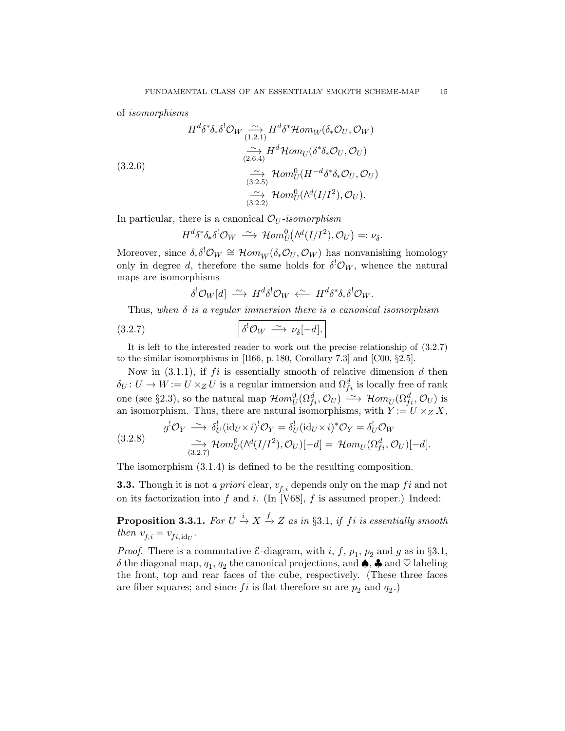of *isomorphisms*

$$
(3.2.6)\qquad
\begin{aligned}
H^d\delta^*\delta_*\delta^!\mathcal{O}_W &\underset{(1.2.1)}{\xrightarrow{\ \sim\ }} H^d\delta^*\mathcal{H}om_W(\delta_*\mathcal{O}_U,\mathcal{O}_W)\\
&\underset{(2.6.4)}{\xrightarrow{\ \sim\ }} H^d\mathcal{H}om_U(\delta^*\delta_*\mathcal{O}_U,\mathcal{O}_U)\\
&\underset{(3.2.5)}{\xrightarrow{\ \sim\ }} \mathcal{H}om^0_U(H^{-d}\delta^*\delta_*\mathcal{O}_U,\mathcal{O}_U)\\
&\underset{(3.2.2)}{\xrightarrow{\ \sim\ }} \mathcal{H}om^0_U(\wedge^d(I/I^2),\mathcal{O}_U).
\end{aligned}
$$

In particular, there is a canonical $\mathcal{O}_U$*-isomorphism*

$$
H^d\delta^*\delta_*\delta^!\mathcal{O}_W \xrightarrow{\ \sim\ } \mathcal{H}om^0_U\big(\wedge^d(I/I^2),\mathcal{O}_U\big) =: \nu_\delta.
$$

Moreover, since $\delta_*\delta^!\mathcal{O}_W \cong \mathcal{H}om_W(\delta_*\mathcal{O}_U,\mathcal{O}_W)$ has nonvanishing homology only in degree $d$, therefore the same holds for $\delta^!\mathcal{O}_W$, whence the natural maps are isomorphisms

$$
\delta^!\mathcal{O}_W[d] \xrightarrow{\ \sim\ } H^d\delta^!\mathcal{O}_W \xleftarrow{\ \sim\ } H^d\delta^*\delta_*\delta^!\mathcal{O}_W.
$$

Thus, *when $\delta$ is a regular immersion there is a canonical isomorphism*

$$
(3.2.7)\qquad \boxed{\delta^!\mathcal{O}_W \xrightarrow{\ \sim\ } \nu_\delta[-d].}
$$

It is left to the interested reader to work out the precise relationship of (3.2.7) to the similar isomorphisms in [H66, p. 180, Corollary 7.3] and [C00, §2.5].

Now in (3.1.1), if $fi$ is essentially smooth of relative dimension $d$ then $\delta_U\colon U \to W := U\times_Z U$ is a regular immersion and $\Omega^d_{fi}$ is locally free of rank one (see §2.3), so the natural map $\mathcal{H}om^0_U(\Omega^d_{fi},\mathcal{O}_U) \xrightarrow{\ \sim\ } \mathcal{H}om_U(\Omega^d_{fi},\mathcal{O}_U)$ is an isomorphism. Thus, there are natural isomorphisms, with $Y := U\times_Z X$,

$$
(3.2.8)\qquad
\begin{aligned}
g^!\mathcal{O}_Y &\xrightarrow{\ \sim\ } \delta_U^!(\mathrm{id}_U\times i)^!\mathcal{O}_Y = \delta_U^!(\mathrm{id}_U\times i)^*\mathcal{O}_Y = \delta_U^!\mathcal{O}_W\\
&\underset{(3.2.7)}{\xrightarrow{\ \sim\ }} \mathcal{H}om^0_U(\wedge^d(I/I^2),\mathcal{O}_U)[-d] = \mathcal{H}om_U(\Omega^d_{fi},\mathcal{O}_U)[-d].
\end{aligned}
$$

The isomorphism (3.1.4) is defined to be the resulting composition.

**3.3.** Though it is not *a priori* clear, $v_{f,i}$ depends only on the map $fi$ and not on its factorization into $f$ and $i$. (In [V68], $f$ is assumed proper.) Indeed:

**Proposition 3.3.1.** *For $U \xrightarrow{i} X \xrightarrow{f} Z$ as in §3.1, if $fi$ is essentially smooth then $v_{f,i} = v_{fi,\mathrm{id}_U}$.*

*Proof.* There is a commutative $\mathcal{E}$-diagram, with $i$, $f$, $p_1$, $p_2$ and $g$ as in §3.1, $\delta$ the diagonal map, $q_1$, $q_2$ the canonical projections, and ♠, ♣ and ♡ labeling the front, top and rear faces of the cube, respectively. (These three faces are fiber squares; and since $fi$ is flat therefore so are $p_2$ and $q_2$.)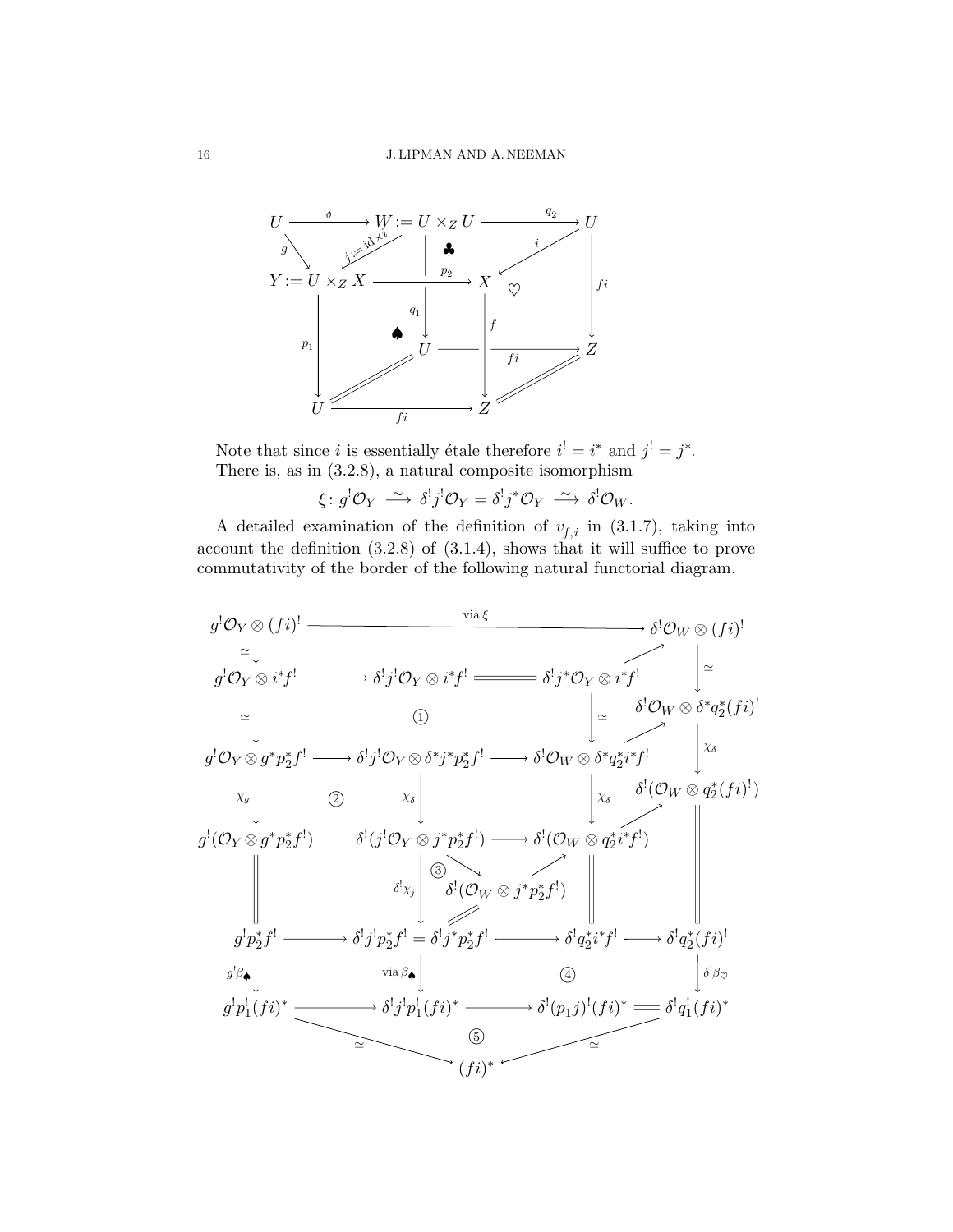$$
\begin{array}{ccccc}
U & \xrightarrow{\ \delta\ } & W := U \times_Z U & \xrightarrow{\ q_2\ } & U \\
& {\scriptstyle g}\searrow \quad \swarrow{\scriptstyle j := \mathrm{id} \times i} & \clubsuit & \swarrow{\scriptstyle i} & \\
Y := U \times_Z X & \longrightarrow & X \quad \heartsuit & & \downarrow{\scriptstyle fi} \\
\downarrow{\scriptstyle p_1} & \spadesuit \quad \downarrow{\scriptstyle q_1} & \downarrow{\scriptstyle f} & & \\
& U & \xrightarrow{\ fi\ } & & Z \\
U & \xrightarrow{\ fi\ } & Z & &
\end{array}
$$

(with $p_2\colon W \to X$, and the identifications $U = U$ and $Z = Z$ along the bottom diagonals)

Note that since $i$ is essentially étale therefore $i^! = i^*$ and $j^! = j^*$.

There is, as in (3.2.8), a natural composite isomorphism

$$
\xi\colon g^!\mathcal{O}_Y \xrightarrow{\ \sim\ } \delta^! j^! \mathcal{O}_Y = \delta^! j^* \mathcal{O}_Y \xrightarrow{\ \sim\ } \delta^! \mathcal{O}_W .
$$

A detailed examination of the definition of $v_{f,i}$ in (3.1.7), taking into account the definition (3.2.8) of (3.1.4), shows that it will suffice to prove commutativity of the border of the following natural functorial diagram.

$$
\begin{array}{ccccccc}
g^!\mathcal{O}_Y \otimes (fi)^! & & \xrightarrow{\quad \text{via } \xi \quad} & & & & \delta^!\mathcal{O}_W \otimes (fi)^! \\
\downarrow\simeq & & & & & \nearrow & \downarrow\simeq \\
g^!\mathcal{O}_Y \otimes i^*f^! & \longrightarrow & \delta^! j^!\mathcal{O}_Y \otimes i^*f^! & = & \delta^! j^*\mathcal{O}_Y \otimes i^*f^! & & \delta^!\mathcal{O}_W \otimes \delta^* q_2^*(fi)^! \\
\downarrow\simeq & & \text{①} & & \downarrow\simeq & \nearrow & \downarrow\chi_\delta \\
g^!\mathcal{O}_Y \otimes g^*p_2^*f^! & \longrightarrow & \delta^! j^!\mathcal{O}_Y \otimes \delta^* j^* p_2^* f^! & \longrightarrow & \delta^!\mathcal{O}_W \otimes \delta^* q_2^* i^* f^! & & \delta^!(\mathcal{O}_W \otimes q_2^*(fi)^!) \\
\downarrow\chi_g & \text{②} & \downarrow\chi_\delta & & \downarrow\chi_\delta & \nearrow & \| \\
g^!(\mathcal{O}_Y \otimes g^*p_2^*f^!) & & \delta^!(j^!\mathcal{O}_Y \otimes j^*p_2^*f^!) & \longrightarrow & \delta^!(\mathcal{O}_W \otimes q_2^* i^* f^!) & & \| \\
\| & & \downarrow\delta^!\chi_j \ \ \text{③} \searrow & \delta^!(\mathcal{O}_W \otimes j^*p_2^*f^!) & \nearrow \ \ \| & & \| \\
g^!p_2^*f^! & \longrightarrow & \delta^! j^! p_2^* f^! = \delta^! j^* p_2^* f^! & \longrightarrow & \delta^! q_2^* i^* f^! & \longrightarrow & \delta^! q_2^*(fi)^! \\
\downarrow g^!\beta_\spadesuit & & \downarrow\text{via } \beta_\spadesuit & & \text{④} & & \downarrow\delta^!\beta_\heartsuit \\
g^!p_1^!(fi)^* & \longrightarrow & \delta^! j^! p_1^!(fi)^* & \longrightarrow & \delta^!(p_1 j)^!(fi)^* & = & \delta^! q_1^!(fi)^* \\
& \searrow\simeq & & \text{⑤} & & \swarrow\simeq & \\
& & & (fi)^* & & &
\end{array}
$$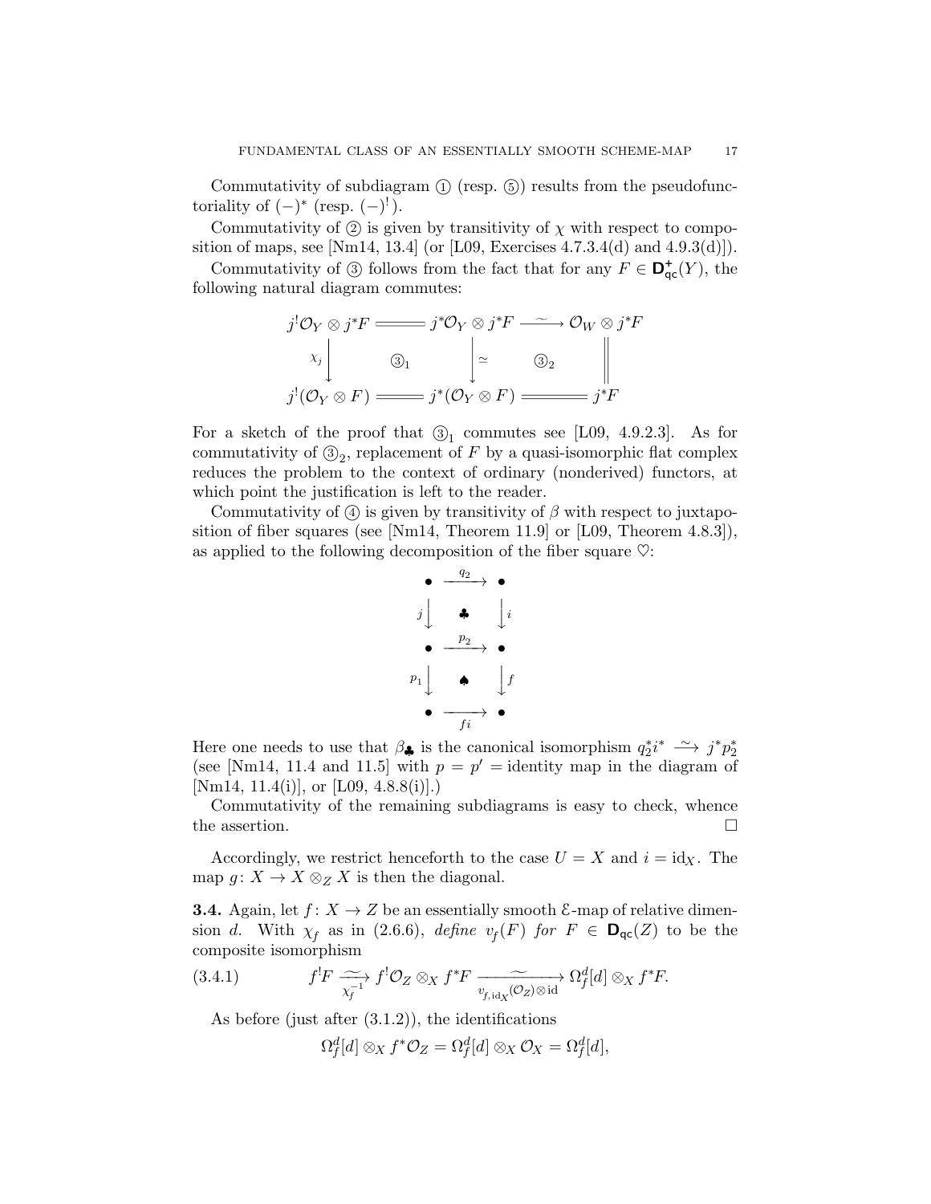Commutativity of subdiagram ① (resp. ⑤) results from the pseudofunctoriality of $(-)^*$ (resp. $(-)^!$).

Commutativity of ② is given by transitivity of $\chi$ with respect to composition of maps, see [Nm14, 13.4] (or [L09, Exercises 4.7.3.4(d) and 4.9.3(d)]).

Commutativity of ③ follows from the fact that for any $F \in \mathbf{D}^+_{\mathsf{qc}}(Y)$, the following natural diagram commutes:

$$
\begin{array}{ccccc}
j^!\mathcal{O}_Y \otimes j^*F & = & j^*\mathcal{O}_Y \otimes j^*F & \xrightarrow{\ \sim\ } & \mathcal{O}_W \otimes j^*F \\
{\scriptstyle \chi_j}\big\downarrow & ③_1 & \big\downarrow{\scriptstyle \simeq} & ③_2 & \big\| \\
j^!(\mathcal{O}_Y \otimes F) & = & j^*(\mathcal{O}_Y \otimes F) & = & j^*F
\end{array}
$$

For a sketch of the proof that $③_1$ commutes see [L09, 4.9.2.3]. As for commutativity of $③_2$, replacement of $F$ by a quasi-isomorphic flat complex reduces the problem to the context of ordinary (nonderived) functors, at which point the justification is left to the reader.

Commutativity of ④ is given by transitivity of $\beta$ with respect to juxtaposition of fiber squares (see [Nm14, Theorem 11.9] or [L09, Theorem 4.8.3]), as applied to the following decomposition of the fiber square ♡:

$$
\begin{array}{ccc}
\bullet & \xrightarrow{\ q_2\ } & \bullet \\
{\scriptstyle j}\big\downarrow & ♣ & \big\downarrow{\scriptstyle i} \\
\bullet & \xrightarrow{\ p_2\ } & \bullet \\
{\scriptstyle p_1}\big\downarrow & ♠ & \big\downarrow{\scriptstyle f} \\
\bullet & \xrightarrow[\ fi\ ]{} & \bullet
\end{array}
$$

Here one needs to use that $\beta_♣$ is the canonical isomorphism $q_2^*i^* \xrightarrow{\sim} j^*p_2^*$ (see [Nm14, 11.4 and 11.5] with $p = p' =$ identity map in the diagram of [Nm14, 11.4(i)], or [L09, 4.8.8(i)].)

Commutativity of the remaining subdiagrams is easy to check, whence the assertion. $\square$

Accordingly, we restrict henceforth to the case $U = X$ and $i = \mathrm{id}_X$. The map $g\colon X \to X \otimes_Z X$ is then the diagonal.

**3.4.** Again, let $f\colon X \to Z$ be an essentially smooth $\mathcal{E}$-map of relative dimension $d$. With $\chi_f$ as in (2.6.6), *define* $v_f(F)$ *for* $F \in \mathbf{D}_{\mathsf{qc}}(Z)$ to be the composite isomorphism

$$
f^!F \xrightarrow[\chi_f^{-1}]{\ \sim\ } f^!\mathcal{O}_Z \otimes_X f^*F \xrightarrow[v_{f,\mathrm{id}_X}(\mathcal{O}_Z)\otimes \mathrm{id}]{\ \sim\ } \Omega^d_f[d] \otimes_X f^*F. \tag{3.4.1}
$$

As before (just after (3.1.2)), the identifications

$$
\Omega^d_f[d] \otimes_X f^*\mathcal{O}_Z = \Omega^d_f[d] \otimes_X \mathcal{O}_X = \Omega^d_f[d],
$$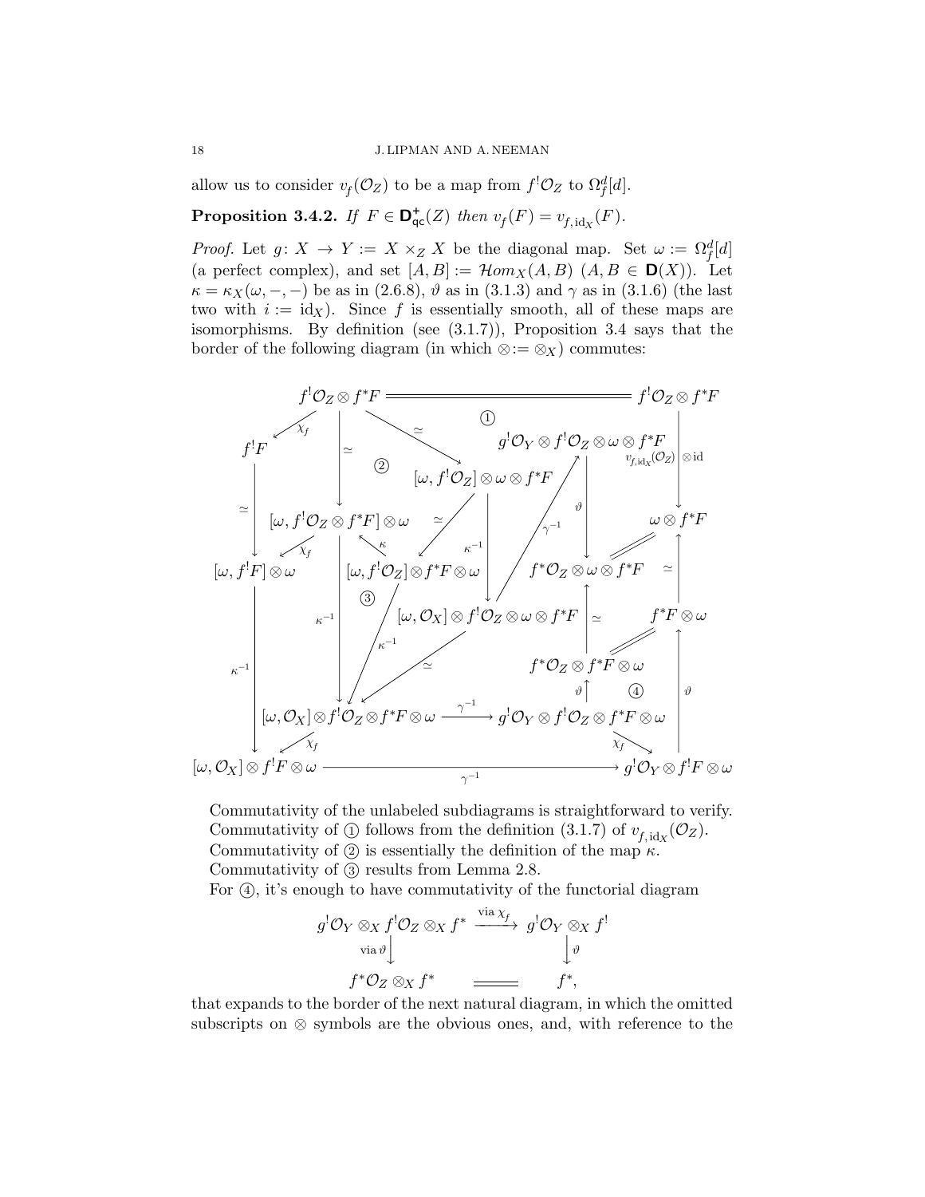allow us to consider $v_f(\mathcal{O}_Z)$ to be a map from $f^!\mathcal{O}_Z$ to $\Omega_f^d[d]$.

**Proposition 3.4.2.** *If $F \in \mathbf{D}^+_{\mathsf{qc}}(Z)$ then $v_f(F) = v_{f,\,\mathrm{id}_X}(F)$.*

*Proof.* Let $g\colon X \to Y := X \times_Z X$ be the diagonal map. Set $\omega := \Omega_f^d[d]$ (a perfect complex), and set $[A, B] := \mathcal{H}om_X(A, B)$ $(A, B \in \mathbf{D}(X))$. Let $\kappa = \kappa_X(\omega, -, -)$ be as in (2.6.8), $\vartheta$ as in (3.1.3) and $\gamma$ as in (3.1.6) (the last two with $i := \mathrm{id}_X$). Since $f$ is essentially smooth, all of these maps are isomorphisms. By definition (see (3.1.7)), Proposition 3.4 says that the border of the following diagram (in which $\otimes := \otimes_X$) commutes:

$$
\begin{array}{ccccc}
f^!\mathcal{O}_Z \otimes f^*F & = & = & = & f^!\mathcal{O}_Z \otimes f^*F \\
\swarrow{\scriptstyle \chi_f} \quad \downarrow{\scriptstyle \simeq} & \searrow{\scriptstyle \simeq} & ① & g^!\mathcal{O}_Y \otimes f^!\mathcal{O}_Z \otimes \omega \otimes f^*F & \downarrow{\scriptstyle v_{f,\mathrm{id}_X}(\mathcal{O}_Z)\otimes \mathrm{id}} \\
f^!F \qquad ② & [\omega, f^!\mathcal{O}_Z] \otimes \omega \otimes f^*F & & \uparrow{\scriptstyle \gamma^{-1}} \quad \downarrow{\scriptstyle \vartheta} & \omega \otimes f^*F \\
\downarrow{\scriptstyle \simeq} \quad [\omega, f^!\mathcal{O}_Z \otimes f^*F] \otimes \omega & \swarrow{\scriptstyle \simeq} \quad \downarrow{\scriptstyle \kappa^{-1}} & & f^*\mathcal{O}_Z \otimes \omega \otimes f^*F & \uparrow{\scriptstyle \simeq} \\
[\omega, f^!F] \otimes \omega \xleftarrow{\chi_f} & [\omega, f^!\mathcal{O}_Z] \otimes f^*F \otimes \omega \ (\xrightarrow{\kappa}) & [\omega, \mathcal{O}_X] \otimes f^!\mathcal{O}_Z \otimes \omega \otimes f^*F & \uparrow{\scriptstyle \simeq} & f^*F \otimes \omega \\
\downarrow{\scriptstyle \kappa^{-1}} \quad ③ \quad \downarrow{\scriptstyle \kappa^{-1}} & \downarrow{\scriptstyle \kappa^{-1}} & \swarrow{\scriptstyle \simeq} & f^*\mathcal{O}_Z \otimes f^*F \otimes \omega \quad \uparrow{\scriptstyle \vartheta} \ ④ & \uparrow{\scriptstyle \vartheta} \\
 & [\omega, \mathcal{O}_X] \otimes f^!\mathcal{O}_Z \otimes f^*F \otimes \omega & \xrightarrow{\gamma^{-1}} & g^!\mathcal{O}_Y \otimes f^!\mathcal{O}_Z \otimes f^*F \otimes \omega & \\
 & \swarrow{\scriptstyle \chi_f} & & \searrow{\scriptstyle \chi_f} & \\
[\omega, \mathcal{O}_X] \otimes f^!F \otimes \omega & & \xrightarrow{\gamma^{-1}} & & g^!\mathcal{O}_Y \otimes f^!F \otimes \omega
\end{array}
$$

Commutativity of the unlabeled subdiagrams is straightforward to verify.
Commutativity of ① follows from the definition (3.1.7) of $v_{f,\mathrm{id}_X}(\mathcal{O}_Z)$.
Commutativity of ② is essentially the definition of the map $\kappa$.
Commutativity of ③ results from Lemma 2.8.
For ④, it's enough to have commutativity of the functorial diagram

$$
\begin{array}{ccc}
g^!\mathcal{O}_Y \otimes_X f^!\mathcal{O}_Z \otimes_X f^* & \xrightarrow{\text{via } \chi_f} & g^!\mathcal{O}_Y \otimes_X f^! \\
{\scriptstyle \text{via } \vartheta}\downarrow & & \downarrow{\scriptstyle \vartheta} \\
f^*\mathcal{O}_Z \otimes_X f^* & = & f^*,
\end{array}
$$

that expands to the border of the next natural diagram, in which the omitted subscripts on $\otimes$ symbols are the obvious ones, and, with reference to the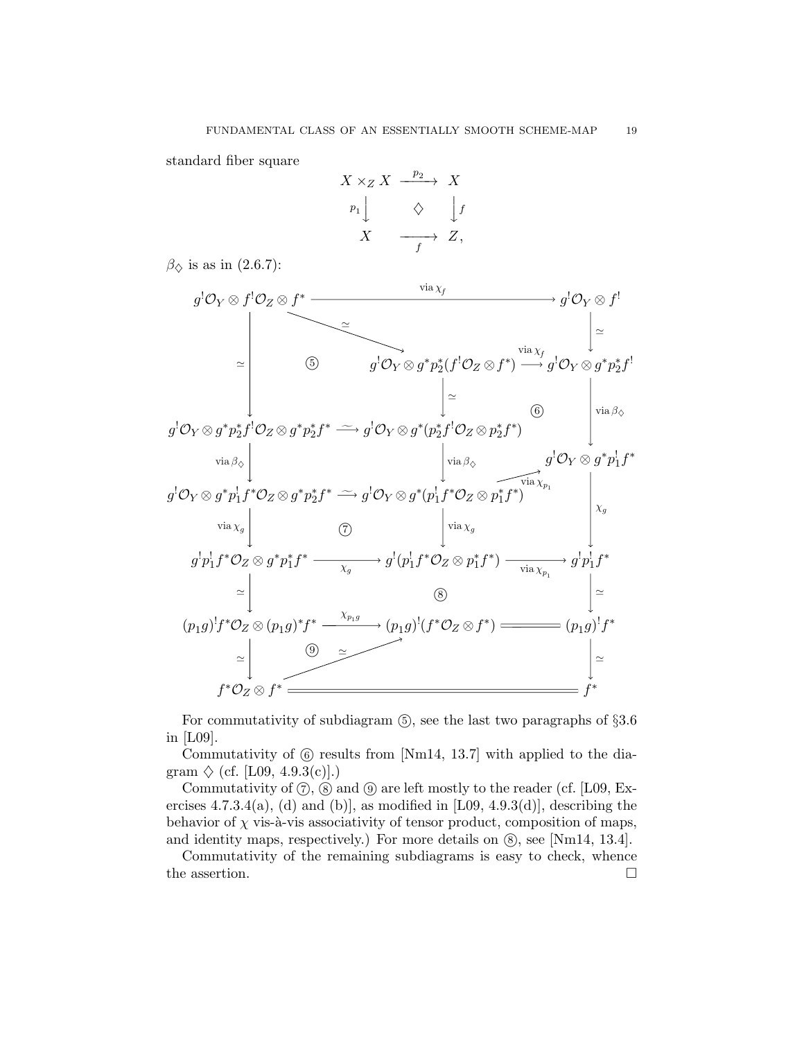standard fiber square

$$
\begin{array}{ccc}
X \times_Z X & \xrightarrow{p_2} & X \\
{\scriptstyle p_1}\downarrow & \diamondsuit & \downarrow{\scriptstyle f} \\
X & \xrightarrow[f]{} & Z,
\end{array}
$$

$\beta_\diamondsuit$ is as in (2.6.7):

$$
\begin{array}{ccccc}
g^!\mathcal{O}_Y \otimes f^!\mathcal{O}_Z \otimes f^* & & \xrightarrow{\text{via } \chi_f} & & g^!\mathcal{O}_Y \otimes f^! \\
\downarrow \simeq & \textcircled{5} & g^!\mathcal{O}_Y \otimes g^* p_2^*(f^!\mathcal{O}_Z \otimes f^*) & \xrightarrow{\text{via } \chi_f} & g^!\mathcal{O}_Y \otimes g^* p_2^* f^! \\
 & & \downarrow \simeq & \textcircled{6} & \downarrow \text{via } \beta_\diamondsuit \\
g^!\mathcal{O}_Y \otimes g^* p_2^* f^!\mathcal{O}_Z \otimes g^* p_2^* f^* & \xrightarrow{\sim} & g^!\mathcal{O}_Y \otimes g^*(p_2^* f^!\mathcal{O}_Z \otimes p_2^* f^*) & & g^!\mathcal{O}_Y \otimes g^* p_1^! f^* \\
\downarrow \text{via } \beta_\diamondsuit & & \downarrow \text{via } \beta_\diamondsuit & \nearrow \text{via } \chi_{p_1} & \\
g^!\mathcal{O}_Y \otimes g^* p_1^! f^*\mathcal{O}_Z \otimes g^* p_2^* f^* & \xrightarrow{\sim} & g^!\mathcal{O}_Y \otimes g^*(p_1^! f^*\mathcal{O}_Z \otimes p_1^* f^*) & & \downarrow \chi_g \\
\downarrow \text{via } \chi_g & \textcircled{7} & \downarrow \text{via } \chi_g & & \\
g^! p_1^! f^*\mathcal{O}_Z \otimes g^* p_1^* f^* & \xrightarrow{\chi_g} & g^!(p_1^! f^*\mathcal{O}_Z \otimes p_1^* f^*) & \xrightarrow{\text{via } \chi_{p_1}} & g^! p_1^! f^* \\
\downarrow \simeq & & \textcircled{8} & & \downarrow \simeq \\
(p_1 g)^! f^*\mathcal{O}_Z \otimes (p_1 g)^* f^* & \xrightarrow{\chi_{p_1 g}} & (p_1 g)^!(f^*\mathcal{O}_Z \otimes f^*) & = & (p_1 g)^! f^* \\
\downarrow \simeq & \textcircled{9} \ \nearrow \simeq & & & \downarrow \simeq \\
f^*\mathcal{O}_Z \otimes f^* & & = & & f^*
\end{array}
$$

(In the diagram, the top-left object $g^!\mathcal{O}_Y \otimes f^!\mathcal{O}_Z \otimes f^*$ also maps by $\simeq$ diagonally to $g^!\mathcal{O}_Y \otimes g^* p_2^*(f^!\mathcal{O}_Z \otimes f^*)$, and the top-right $g^!\mathcal{O}_Y \otimes f^!$ maps by $\simeq$ down to $g^!\mathcal{O}_Y \otimes g^* p_2^* f^!$.)

For commutativity of subdiagram ⑤, see the last two paragraphs of §3.6 in [L09].

Commutativity of ⑥ results from [Nm14, 13.7] with applied to the diagram $\diamondsuit$ (cf. [L09, 4.9.3(c)].)

Commutativity of ⑦, ⑧ and ⑨ are left mostly to the reader (cf. [L09, Exercises 4.7.3.4(a), (d) and (b)], as modified in [L09, 4.9.3(d)], describing the behavior of $\chi$ vis-à-vis associativity of tensor product, composition of maps, and identity maps, respectively.) For more details on ⑧, see [Nm14, 13.4].

Commutativity of the remaining subdiagrams is easy to check, whence the assertion. □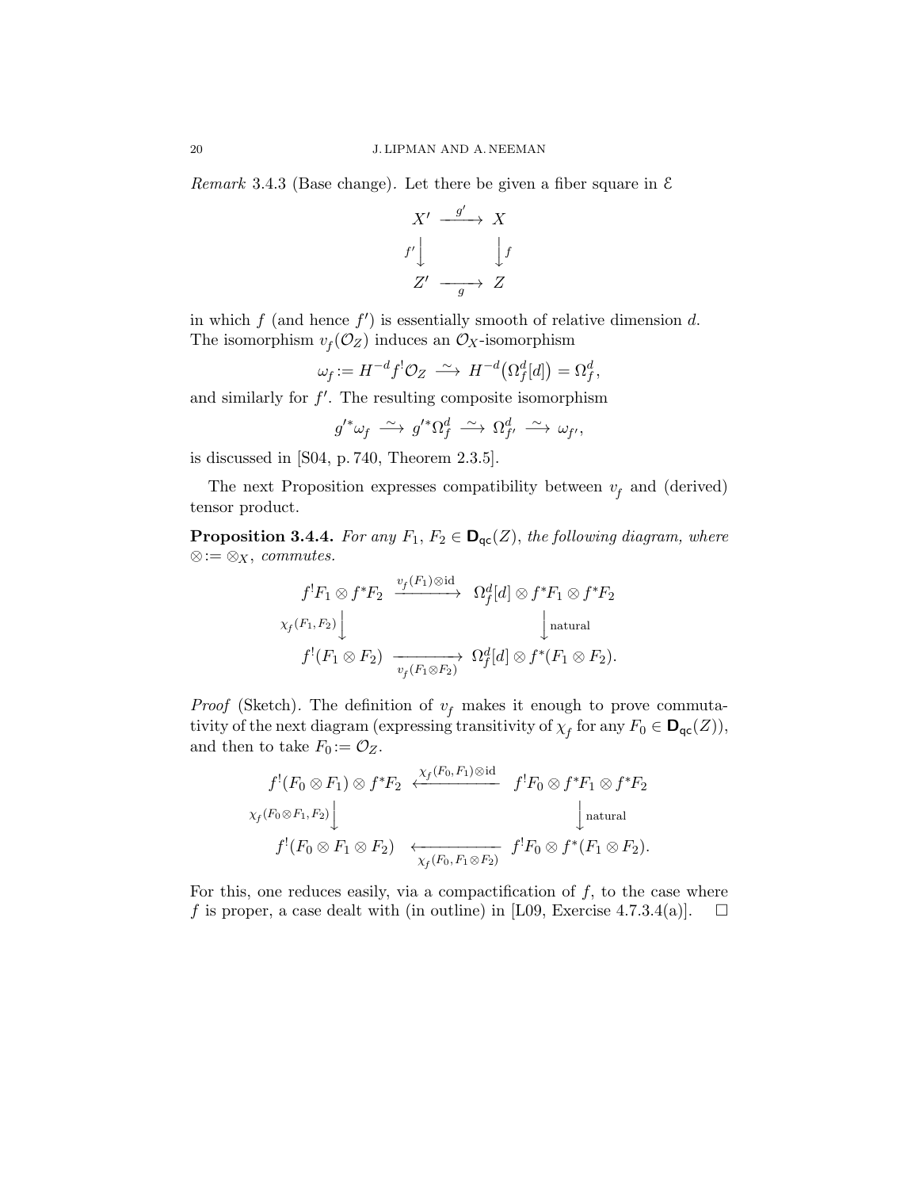*Remark* 3.4.3 (Base change). Let there be given a fiber square in $\mathcal{E}$

$$\begin{array}{ccc} X' & \xrightarrow{\;g'\;} & X \\ {\scriptstyle f'}\big\downarrow & & \big\downarrow{\scriptstyle f} \\ Z' & \xrightarrow[\;g\;]{} & Z \end{array}$$

in which $f$ (and hence $f'$) is essentially smooth of relative dimension $d$. The isomorphism $v_f(\mathcal{O}_Z)$ induces an $\mathcal{O}_X$-isomorphism

$$\omega_f := H^{-d} f^! \mathcal{O}_Z \xrightarrow{\;\sim\;} H^{-d}\big(\Omega^d_f[d]\big) = \Omega^d_f,$$

and similarly for $f'$. The resulting composite isomorphism

$$g'^* \omega_f \xrightarrow{\;\sim\;} g'^* \Omega^d_f \xrightarrow{\;\sim\;} \Omega^d_{f'} \xrightarrow{\;\sim\;} \omega_{f'},$$

is discussed in [S04, p. 740, Theorem 2.3.5].

The next Proposition expresses compatibility between $v_f$ and (derived) tensor product.

**Proposition 3.4.4.** *For any $F_1$, $F_2 \in \mathbf{D}_{\mathsf{qc}}(Z)$, the following diagram, where $\otimes := \otimes_X$, commutes.*

$$\begin{array}{ccc} f^! F_1 \otimes f^* F_2 & \xrightarrow{\;v_f(F_1)\otimes \mathrm{id}\;} & \Omega^d_f[d] \otimes f^* F_1 \otimes f^* F_2 \\ {\scriptstyle \chi_f(F_1,F_2)}\big\downarrow & & \big\downarrow{\scriptstyle \text{natural}} \\ f^!(F_1 \otimes F_2) & \xrightarrow[\;v_f(F_1\otimes F_2)\;]{} & \Omega^d_f[d] \otimes f^*(F_1 \otimes F_2). \end{array}$$

*Proof* (Sketch). The definition of $v_f$ makes it enough to prove commutativity of the next diagram (expressing transitivity of $\chi_f$ for any $F_0 \in \mathbf{D}_{\mathsf{qc}}(Z)$), and then to take $F_0 := \mathcal{O}_Z$.

$$\begin{array}{ccc} f^!(F_0 \otimes F_1) \otimes f^* F_2 & \xleftarrow{\;\chi_f(F_0,F_1)\otimes \mathrm{id}\;} & f^! F_0 \otimes f^* F_1 \otimes f^* F_2 \\ {\scriptstyle \chi_f(F_0\otimes F_1,F_2)}\big\downarrow & & \big\downarrow{\scriptstyle \text{natural}} \\ f^!(F_0 \otimes F_1 \otimes F_2) & \xleftarrow[\;\chi_f(F_0,\,F_1\otimes F_2)\;]{} & f^! F_0 \otimes f^*(F_1 \otimes F_2). \end{array}$$

For this, one reduces easily, via a compactification of $f$, to the case where $f$ is proper, a case dealt with (in outline) in [L09, Exercise 4.7.3.4(a)]. $\square$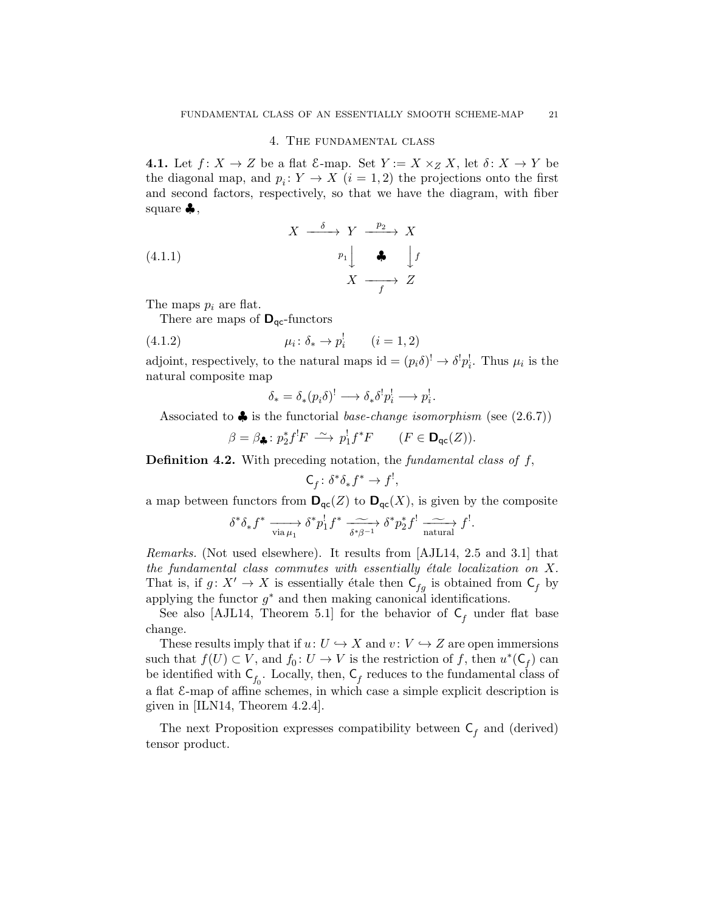## 4. The fundamental class

**4.1.** Let $f\colon X \to Z$ be a flat $\mathcal{E}$-map. Set $Y := X \times_Z X$, let $\delta\colon X \to Y$ be the diagonal map, and $p_i\colon Y \to X$ $(i = 1, 2)$ the projections onto the first and second factors, respectively, so that we have the diagram, with fiber square $\clubsuit$,

$$
\begin{array}{ccccc}
X & \xrightarrow{\ \delta\ } & Y & \xrightarrow{\ p_2\ } & X \\
 & & {\scriptstyle p_1}\big\downarrow & \clubsuit & \big\downarrow{\scriptstyle f} \\
 & & X & \xrightarrow[f]{} & Z
\end{array}
\tag{4.1.1}
$$

The maps $p_i$ are flat.

There are maps of $\mathbf{D}_{\mathsf{qc}}$-functors

$$\mu_i\colon \delta_* \to p_i^! \qquad (i = 1, 2) \tag{4.1.2}$$

adjoint, respectively, to the natural maps $\mathrm{id} = (p_i\delta)^! \to \delta^! p_i^!$. Thus $\mu_i$ is the natural composite map

$$\delta_* = \delta_*(p_i\delta)^! \longrightarrow \delta_*\delta^! p_i^! \longrightarrow p_i^!.$$

Associated to $\clubsuit$ is the functorial *base-change isomorphism* (see (2.6.7))

$$\beta = \beta_\clubsuit\colon p_2^* f^! F \xrightarrow{\ \sim\ } p_1^! f^* F \qquad (F \in \mathbf{D}_{\mathsf{qc}}(Z)).$$

**Definition 4.2.** With preceding notation, the *fundamental class of* $f$,

$$\mathsf{C}_f\colon \delta^*\delta_* f^* \to f^!,$$

a map between functors from $\mathbf{D}_{\mathsf{qc}}(Z)$ to $\mathbf{D}_{\mathsf{qc}}(X)$, is given by the composite

$$\delta^*\delta_* f^* \xrightarrow[\text{via}\,\mu_1]{} \delta^* p_1^! f^* \xrightarrow[\delta^*\beta^{-1}]{\ \sim\ } \delta^* p_2^* f^! \xrightarrow[\text{natural}]{\ \sim\ } f^!.$$

*Remarks.* (Not used elsewhere). It results from [AJL14, 2.5 and 3.1] that *the fundamental class commutes with essentially étale localization on* $X$. That is, if $g\colon X' \to X$ is essentially étale then $\mathsf{C}_{fg}$ is obtained from $\mathsf{C}_f$ by applying the functor $g^*$ and then making canonical identifications.

See also [AJL14, Theorem 5.1] for the behavior of $\mathsf{C}_f$ under flat base change.

These results imply that if $u\colon U \hookrightarrow X$ and $v\colon V \hookrightarrow Z$ are open immersions such that $f(U) \subset V$, and $f_0\colon U \to V$ is the restriction of $f$, then $u^*(\mathsf{C}_f)$ can be identified with $\mathsf{C}_{f_0}$. Locally, then, $\mathsf{C}_f$ reduces to the fundamental class of a flat $\mathcal{E}$-map of affine schemes, in which case a simple explicit description is given in [ILN14, Theorem 4.2.4].

The next Proposition expresses compatibility between $\mathsf{C}_f$ and (derived) tensor product.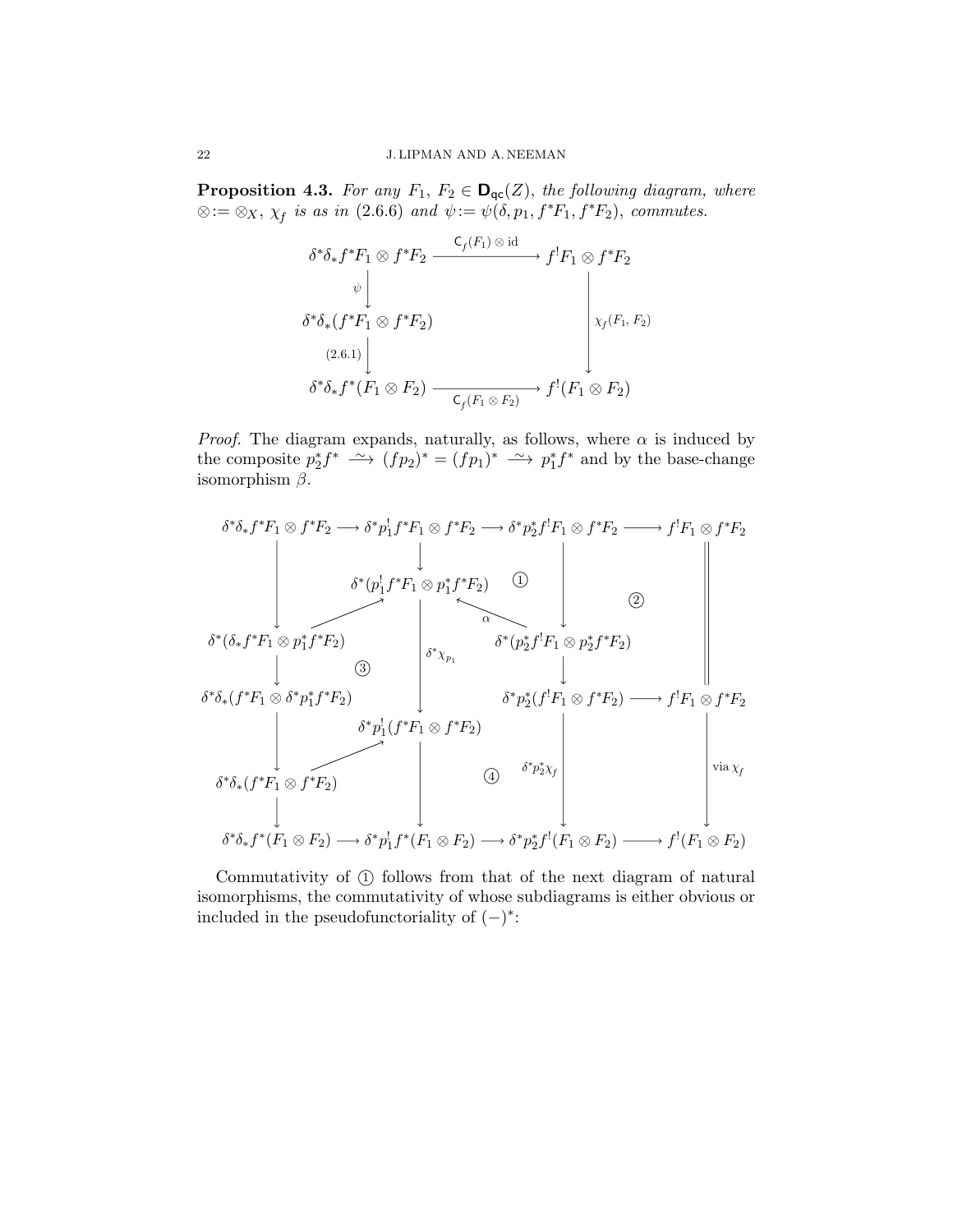**Proposition 4.3.** *For any $F_1,\, F_2 \in \mathbf{D}_{\mathsf{qc}}(Z)$, the following diagram, where $\otimes := \otimes_X$, $\chi_f$ is as in (2.6.6) and $\psi := \psi(\delta, p_1, f^*F_1, f^*F_2)$, commutes.*

$$
\begin{array}{ccc}
\delta^*\delta_* f^*F_1 \otimes f^*F_2 & \xrightarrow{\ \mathsf{C}_f(F_1)\otimes \mathrm{id}\ } & f^!F_1 \otimes f^*F_2 \\
\Big\downarrow{\scriptstyle \psi} & & \\
\delta^*\delta_*(f^*F_1 \otimes f^*F_2) & & \Big\downarrow{\scriptstyle \chi_f(F_1,\,F_2)} \\
\Big\downarrow{\scriptstyle (2.6.1)} & & \\
\delta^*\delta_* f^*(F_1 \otimes F_2) & \xrightarrow[\ \mathsf{C}_f(F_1\otimes F_2)\ ]{} & f^!(F_1 \otimes F_2)
\end{array}
$$

*Proof.* The diagram expands, naturally, as follows, where $\alpha$ is induced by the composite $p_2^*f^* \xrightarrow{\ \sim\ } (fp_2)^* = (fp_1)^* \xrightarrow{\ \sim\ } p_1^*f^*$ and by the base-change isomorphism $\beta$.

$$
\begin{array}{ccccccc}
\delta^*\delta_* f^*F_1 \otimes f^*F_2 & \longrightarrow & \delta^*p_1^! f^*F_1 \otimes f^*F_2 & \longrightarrow & \delta^*p_2^* f^!F_1 \otimes f^*F_2 & \longrightarrow & f^!F_1 \otimes f^*F_2 \\
\big\downarrow & & \big\downarrow & & \big\downarrow & & \big\Vert \\
 & \nearrow & \delta^*(p_1^! f^*F_1 \otimes p_1^*f^*F_2) \quad ① & \overset{\alpha}{\nwarrow} & & ② & \\
\delta^*(\delta_* f^*F_1 \otimes p_1^*f^*F_2) & ③ & \big\downarrow{\scriptstyle \delta^*\chi_{p_1}} & & \delta^*(p_2^* f^!F_1 \otimes p_2^*f^*F_2) & & \\
\big\downarrow & & & & \big\downarrow & & \\
\delta^*\delta_*(f^*F_1 \otimes \delta^*p_1^*f^*F_2) & & & & \delta^*p_2^*(f^!F_1 \otimes f^*F_2) & \longrightarrow & f^!F_1 \otimes f^*F_2 \\
\big\downarrow & & \delta^*p_1^!(f^*F_1 \otimes f^*F_2) & & & & \\
 & \nearrow & \big\downarrow & ④ & \big\downarrow{\scriptstyle \delta^*p_2^*\chi_f} & & \big\downarrow{\scriptstyle \text{via } \chi_f} \\
\delta^*\delta_*(f^*F_1 \otimes f^*F_2) & & & & & & \\
\big\downarrow & & & & & & \\
\delta^*\delta_* f^*(F_1 \otimes F_2) & \longrightarrow & \delta^*p_1^! f^*(F_1 \otimes F_2) & \longrightarrow & \delta^*p_2^* f^!(F_1 \otimes F_2) & \longrightarrow & f^!(F_1 \otimes F_2)
\end{array}
$$

Commutativity of ① follows from that of the next diagram of natural isomorphisms, the commutativity of whose subdiagrams is either obvious or included in the pseudofunctoriality of $(-)^*$: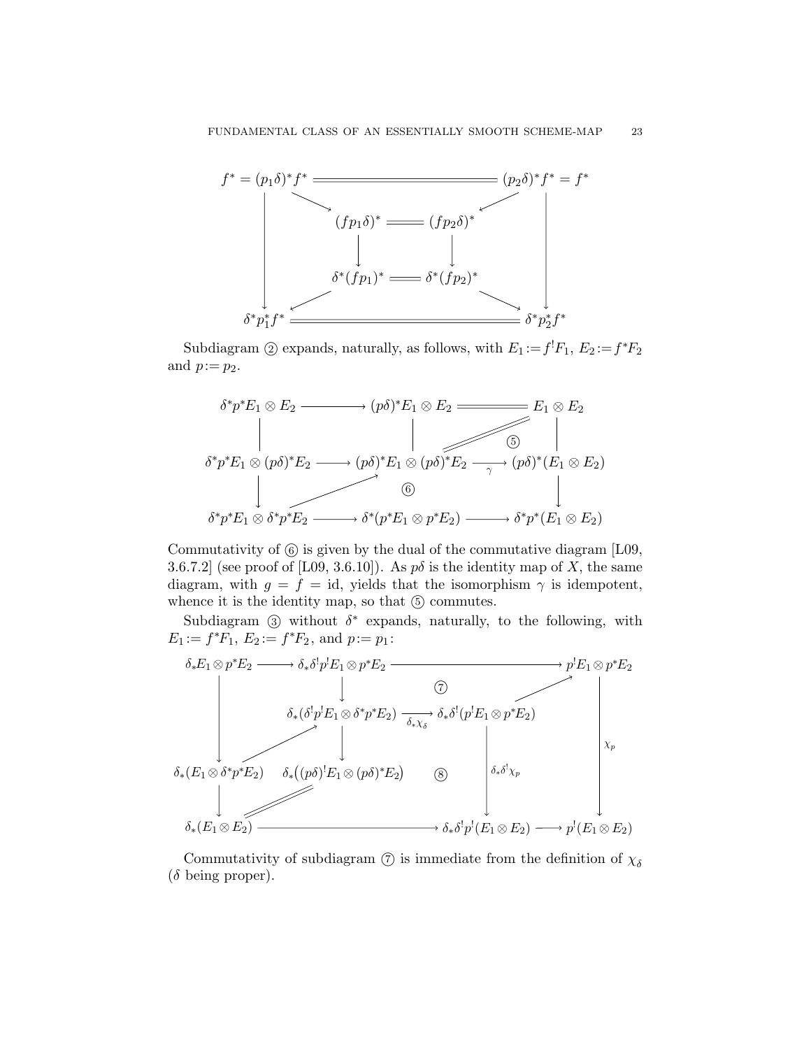$$
\begin{array}{ccccc}
f^* = (p_1\delta)^* f^* & = & = & = & (p_2\delta)^* f^* = f^* \\
\downarrow & \searrow & & \swarrow & \downarrow \\
& (fp_1\delta)^* & = & (fp_2\delta)^* & \\
& \downarrow & & \downarrow & \\
& \delta^*(fp_1)^* & = & \delta^*(fp_2)^* & \\
& \swarrow & & \searrow & \\
\delta^* p_1^* f^* & = & = & = & \delta^* p_2^* f^*
\end{array}
$$

Subdiagram ② expands, naturally, as follows, with $E_1 := f^! F_1$, $E_2 := f^* F_2$ and $p := p_2$.

$$
\begin{array}{ccccc}
\delta^* p^* E_1 \otimes E_2 & \longrightarrow & (p\delta)^* E_1 \otimes E_2 & = & E_1 \otimes E_2 \\
\Big| & & \Big| & ⑤ & \Big| \\
\delta^* p^* E_1 \otimes (p\delta)^* E_2 & \longrightarrow & (p\delta)^* E_1 \otimes (p\delta)^* E_2 & \xrightarrow{\gamma} & (p\delta)^*(E_1 \otimes E_2) \\
\downarrow & & ⑥ & & \downarrow \\
\delta^* p^* E_1 \otimes \delta^* p^* E_2 & \longrightarrow & \delta^*(p^* E_1 \otimes p^* E_2) & \longrightarrow & \delta^* p^*(E_1 \otimes E_2)
\end{array}
$$

Commutativity of ⑥ is given by the dual of the commutative diagram [L09, 3.6.7.2] (see proof of [L09, 3.6.10]). As $p\delta$ is the identity map of $X$, the same diagram, with $g = f = \mathrm{id}$, yields that the isomorphism $\gamma$ is idempotent, whence it is the identity map, so that ⑤ commutes.

Subdiagram ③ without $\delta^*$ expands, naturally, to the following, with $E_1 := f^* F_1$, $E_2 := f^* F_2$, and $p := p_1$:

$$
\begin{array}{cccccc}
\delta_* E_1 \otimes p^* E_2 & \longrightarrow & \delta_* \delta^! p^! E_1 \otimes p^* E_2 & \longrightarrow & & p^! E_1 \otimes p^* E_2 \\
\downarrow & & \downarrow & ⑦ & & \downarrow \chi_p \\
& & \delta_*(\delta^! p^! E_1 \otimes \delta^* p^* E_2) & \xrightarrow{\delta_* \chi_\delta} & \delta_* \delta^!(p^! E_1 \otimes p^* E_2) & \\
& & \downarrow & & \downarrow \delta_* \delta^! \chi_p & \\
\delta_*(E_1 \otimes \delta^* p^* E_2) & & \delta_*\big((p\delta)^! E_1 \otimes (p\delta)^* E_2\big) & ⑧ & & \\
\downarrow & & & & & \\
\delta_*(E_1 \otimes E_2) & \longrightarrow & & & \delta_* \delta^! p^!(E_1 \otimes E_2) \longrightarrow & p^!(E_1 \otimes E_2)
\end{array}
$$

Commutativity of subdiagram ⑦ is immediate from the definition of $\chi_\delta$ ($\delta$ being proper).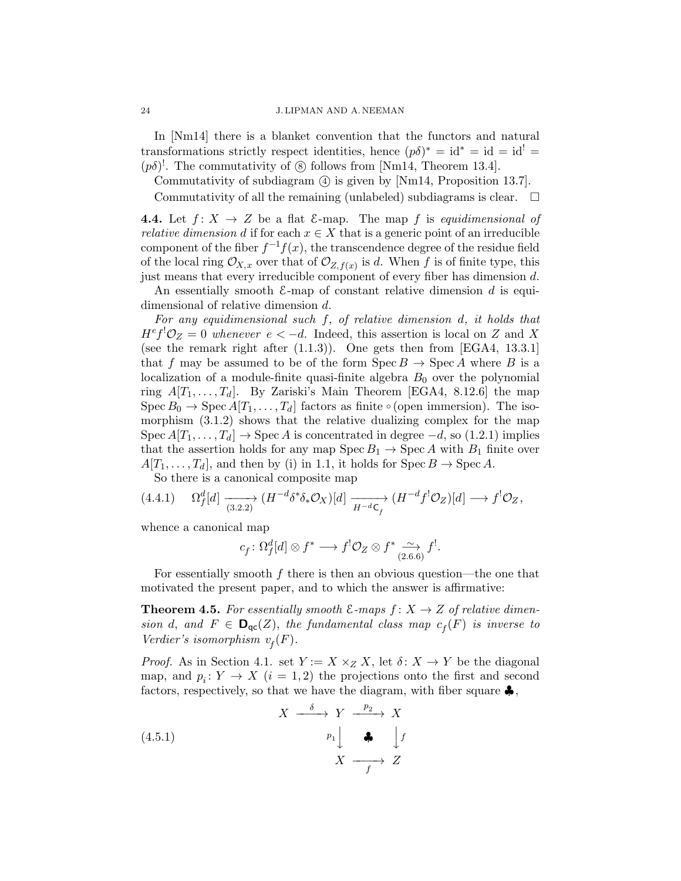In [Nm14] there is a blanket convention that the functors and natural transformations strictly respect identities, hence $(p\delta)^* = \mathrm{id}^* = \mathrm{id} = \mathrm{id}^! = (p\delta)^!$. The commutativity of ⑧ follows from [Nm14, Theorem 13.4].

Commutativity of subdiagram ④ is given by [Nm14, Proposition 13.7].

Commutativity of all the remaining (unlabeled) subdiagrams is clear. $\square$

**4.4.** Let $f\colon X \to Z$ be a flat $\mathcal{E}$-map. The map $f$ is *equidimensional of relative dimension* $d$ if for each $x \in X$ that is a generic point of an irreducible component of the fiber $f^{-1}f(x)$, the transcendence degree of the residue field of the local ring $\mathcal{O}_{X,x}$ over that of $\mathcal{O}_{Z,f(x)}$ is $d$. When $f$ is of finite type, this just means that every irreducible component of every fiber has dimension $d$.

An essentially smooth $\mathcal{E}$-map of constant relative dimension $d$ is equidimensional of relative dimension $d$.

*For any equidimensional such $f$, of relative dimension $d$, it holds that $H^e f^!\mathcal{O}_Z = 0$ whenever $e < -d$.* Indeed, this assertion is local on $Z$ and $X$ (see the remark right after (1.1.3)). One gets then from [EGA4, 13.3.1] that $f$ may be assumed to be of the form $\operatorname{Spec} B \to \operatorname{Spec} A$ where $B$ is a localization of a module-finite quasi-finite algebra $B_0$ over the polynomial ring $A[T_1, \dots, T_d]$. By Zariski's Main Theorem [EGA4, 8.12.6] the map $\operatorname{Spec} B_0 \to \operatorname{Spec} A[T_1, \dots, T_d]$ factors as finite $\circ$ (open immersion). The isomorphism (3.1.2) shows that the relative dualizing complex for the map $\operatorname{Spec} A[T_1, \dots, T_d] \to \operatorname{Spec} A$ is concentrated in degree $-d$, so (1.2.1) implies that the assertion holds for any map $\operatorname{Spec} B_1 \to \operatorname{Spec} A$ with $B_1$ finite over $A[T_1, \dots, T_d]$, and then by (i) in 1.1, it holds for $\operatorname{Spec} B \to \operatorname{Spec} A$.

So there is a canonical composite map

$$
(4.4.1)\qquad \Omega^d_f[d] \xrightarrow[(3.2.2)]{} (H^{-d}\delta^*\delta_*\mathcal{O}_X)[d] \xrightarrow[H^{-d}\mathsf{C}_f]{} (H^{-d}f^!\mathcal{O}_Z)[d] \longrightarrow f^!\mathcal{O}_Z,
$$

whence a canonical map

$$
c_f\colon \Omega^d_f[d] \otimes f^* \longrightarrow f^!\mathcal{O}_Z \otimes f^* \xrightarrow[(2.6.6)]{\sim} f^!.
$$

For essentially smooth $f$ there is then an obvious question—the one that motivated the present paper, and to which the answer is affirmative:

**Theorem 4.5.** *For essentially smooth $\mathcal{E}$-maps $f\colon X \to Z$ of relative dimension $d$, and $F \in \mathbf{D}_{\mathsf{qc}}(Z)$, the fundamental class map $c_f(F)$ is inverse to Verdier's isomorphism $v_f(F)$.*

*Proof.* As in Section 4.1. set $Y := X \times_Z X$, let $\delta\colon X \to Y$ be the diagonal map, and $p_i\colon Y \to X$ $(i = 1, 2)$ the projections onto the first and second factors, respectively, so that we have the diagram, with fiber square ♣,

$$
(4.5.1)\qquad \begin{array}{ccccc}
X & \xrightarrow{\ \delta\ } & Y & \xrightarrow{\ p_2\ } & X \\
 & & {\scriptstyle p_1}\big\downarrow & ♣ & \big\downarrow{\scriptstyle f} \\
 & & X & \xrightarrow[\ f\ ]{} & Z
\end{array}
$$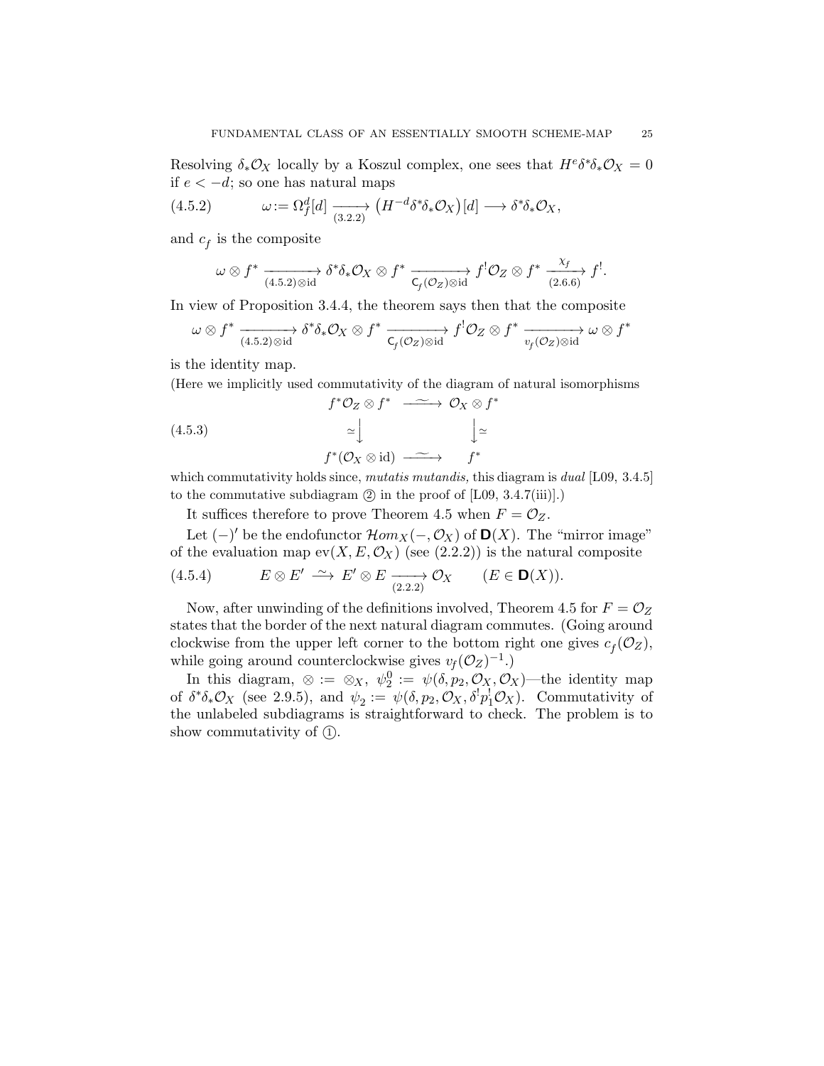Resolving $\delta_*\mathcal{O}_X$ locally by a Koszul complex, one sees that $H^e\delta^*\delta_*\mathcal{O}_X = 0$ if $e < -d$; so one has natural maps

$$\omega := \Omega^d_f[d] \xrightarrow[(3.2.2)]{} \big(H^{-d}\delta^*\delta_*\mathcal{O}_X\big)[d] \longrightarrow \delta^*\delta_*\mathcal{O}_X, \tag{4.5.2}$$

and $c_f$ is the composite

$$\omega \otimes f^* \xrightarrow[(4.5.2)\otimes\mathrm{id}]{} \delta^*\delta_*\mathcal{O}_X \otimes f^* \xrightarrow[\mathsf{C}_f(\mathcal{O}_Z)\otimes\mathrm{id}]{} f^!\mathcal{O}_Z \otimes f^* \xrightarrow[(2.6.6)]{\chi_f} f^!.$$

In view of Proposition 3.4.4, the theorem says then that the composite

$$\omega \otimes f^* \xrightarrow[(4.5.2)\otimes\mathrm{id}]{} \delta^*\delta_*\mathcal{O}_X \otimes f^* \xrightarrow[\mathsf{C}_f(\mathcal{O}_Z)\otimes\mathrm{id}]{} f^!\mathcal{O}_Z \otimes f^* \xrightarrow[v_f(\mathcal{O}_Z)\otimes\mathrm{id}]{} \omega \otimes f^*$$

is the identity map.

(Here we implicitly used commutativity of the diagram of natural isomorphisms

$$\begin{array}{ccc} f^*\mathcal{O}_Z \otimes f^* & \xrightarrow{\ \sim\ } & \mathcal{O}_X \otimes f^* \\ \simeq\big\downarrow & & \big\downarrow\simeq \\ f^*(\mathcal{O}_X \otimes \mathrm{id}) & \xrightarrow{\ \sim\ } & f^* \end{array} \tag{4.5.3}$$

which commutativity holds since, *mutatis mutandis*, this diagram is *dual* [L09, 3.4.5] to the commutative subdiagram ② in the proof of [L09, 3.4.7(iii)].)

It suffices therefore to prove Theorem 4.5 when $F = \mathcal{O}_Z$.

Let $(-)'$ be the endofunctor $\mathcal{H}om_X(-, \mathcal{O}_X)$ of $\mathbf{D}(X)$. The "mirror image" of the evaluation map $\mathrm{ev}(X, E, \mathcal{O}_X)$ (see (2.2.2)) is the natural composite

$$E \otimes E' \xrightarrow{\ \sim\ } E' \otimes E \xrightarrow[(2.2.2)]{} \mathcal{O}_X \qquad (E \in \mathbf{D}(X)). \tag{4.5.4}$$

Now, after unwinding of the definitions involved, Theorem 4.5 for $F = \mathcal{O}_Z$ states that the border of the next natural diagram commutes. (Going around clockwise from the upper left corner to the bottom right one gives $c_f(\mathcal{O}_Z)$, while going around counterclockwise gives $v_f(\mathcal{O}_Z)^{-1}$.)

In this diagram, $\otimes := \otimes_X$, $\psi_2^0 := \psi(\delta, p_2, \mathcal{O}_X, \mathcal{O}_X)$—the identity map of $\delta^*\delta_*\mathcal{O}_X$ (see 2.9.5), and $\psi_2 := \psi(\delta, p_2, \mathcal{O}_X, \delta^! p_1^! \mathcal{O}_X)$. Commutativity of the unlabeled subdiagrams is straightforward to check. The problem is to show commutativity of ①.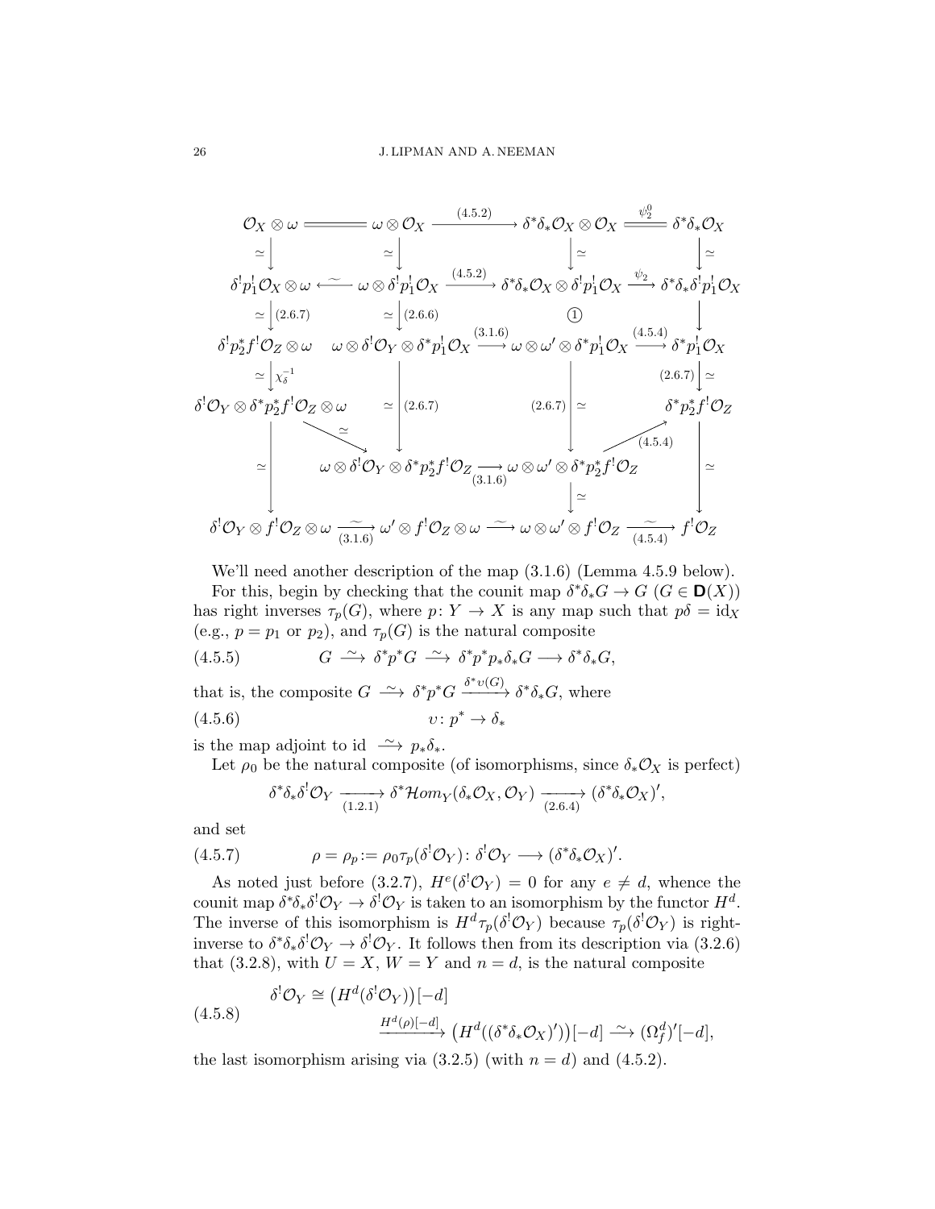$$
\begin{array}{ccccccc}
\mathcal{O}_X \otimes \omega & = & \omega \otimes \mathcal{O}_X & \xrightarrow{(4.5.2)} & \delta^*\delta_*\mathcal{O}_X \otimes \mathcal{O}_X & \overset{\psi_2^0}{=} & \delta^*\delta_*\mathcal{O}_X \\
\simeq\downarrow & & \simeq\downarrow & & \downarrow\simeq & & \downarrow\simeq \\
\delta^! p_1^! \mathcal{O}_X \otimes \omega & \xleftarrow{\sim} & \omega \otimes \delta^! p_1^! \mathcal{O}_X & \xrightarrow{(4.5.2)} & \delta^*\delta_*\mathcal{O}_X \otimes \delta^! p_1^! \mathcal{O}_X & \xrightarrow{\psi_2} & \delta^*\delta_*\delta^! p_1^! \mathcal{O}_X \\
\simeq\downarrow(2.6.7) & & \simeq\downarrow(2.6.6) & & ① & & \downarrow \\
\delta^! p_2^* f^! \mathcal{O}_Z \otimes \omega & & \omega \otimes \delta^! \mathcal{O}_Y \otimes \delta^* p_1^! \mathcal{O}_X & \xrightarrow{(3.1.6)} & \omega \otimes \omega' \otimes \delta^* p_1^! \mathcal{O}_X & \xrightarrow{(4.5.4)} & \delta^* p_1^! \mathcal{O}_X \\
\simeq\downarrow\chi_\delta^{-1} & & & & & & (2.6.7)\downarrow\simeq \\
\delta^! \mathcal{O}_Y \otimes \delta^* p_2^* f^! \mathcal{O}_Z \otimes \omega & & \simeq\downarrow(2.6.7) & & (2.6.7)\downarrow\simeq & & \delta^* p_2^* f^! \mathcal{O}_Z \\
\simeq\downarrow & \searrow^{\simeq} & \omega \otimes \delta^! \mathcal{O}_Y \otimes \delta^* p_2^* f^! \mathcal{O}_Z & \xrightarrow[(3.1.6)]{} & \omega \otimes \omega' \otimes \delta^* p_2^* f^! \mathcal{O}_Z & \nearrow_{(4.5.4)} & \downarrow\simeq \\
 & & & & \downarrow\simeq & & \\
\delta^! \mathcal{O}_Y \otimes f^! \mathcal{O}_Z \otimes \omega & \xrightarrow[(3.1.6)]{\sim} & \omega' \otimes f^! \mathcal{O}_Z \otimes \omega & \xrightarrow{\sim} & \omega \otimes \omega' \otimes f^! \mathcal{O}_Z & \xrightarrow[(4.5.4)]{\sim} & f^! \mathcal{O}_Z
\end{array}
$$

We'll need another description of the map (3.1.6) (Lemma 4.5.9 below).

For this, begin by checking that the counit map $\delta^*\delta_*G \to G$ ($G \in \mathbf{D}(X)$) has right inverses $\tau_p(G)$, where $p\colon Y \to X$ is any map such that $p\delta = \mathrm{id}_X$ (e.g., $p = p_1$ or $p_2$), and $\tau_p(G)$ is the natural composite

$$G \xrightarrow{\sim} \delta^* p^* G \xrightarrow{\sim} \delta^* p^* p_* \delta_* G \longrightarrow \delta^* \delta_* G, \tag{4.5.5}$$

that is, the composite $G \xrightarrow{\sim} \delta^* p^* G \xrightarrow{\delta^* \upsilon(G)} \delta^* \delta_* G$, where

$$\upsilon\colon p^* \to \delta_* \tag{4.5.6}$$

is the map adjoint to $\mathrm{id} \xrightarrow{\sim} p_* \delta_*$.

Let $\rho_0$ be the natural composite (of isomorphisms, since $\delta_*\mathcal{O}_X$ is perfect)

$$\delta^*\delta_*\delta^! \mathcal{O}_Y \xrightarrow[(1.2.1)]{} \delta^* \mathcal{H}om_Y(\delta_*\mathcal{O}_X, \mathcal{O}_Y) \xrightarrow[(2.6.4)]{} (\delta^*\delta_*\mathcal{O}_X)',$$

and set

$$\rho = \rho_p := \rho_0 \tau_p(\delta^! \mathcal{O}_Y)\colon \delta^! \mathcal{O}_Y \longrightarrow (\delta^*\delta_*\mathcal{O}_X)'. \tag{4.5.7}$$

As noted just before (3.2.7), $H^e(\delta^! \mathcal{O}_Y) = 0$ for any $e \neq d$, whence the counit map $\delta^*\delta_*\delta^! \mathcal{O}_Y \to \delta^! \mathcal{O}_Y$ is taken to an isomorphism by the functor $H^d$. The inverse of this isomorphism is $H^d \tau_p(\delta^! \mathcal{O}_Y)$ because $\tau_p(\delta^! \mathcal{O}_Y)$ is right-inverse to $\delta^*\delta_*\delta^! \mathcal{O}_Y \to \delta^! \mathcal{O}_Y$. It follows then from its description via (3.2.6) that (3.2.8), with $U = X$, $W = Y$ and $n = d$, is the natural composite

$$
\begin{aligned}
\delta^! \mathcal{O}_Y &\cong \big(H^d(\delta^! \mathcal{O}_Y)\big)[-d] \\
&\xrightarrow{H^d(\rho)[-d]} \big(H^d((\delta^*\delta_*\mathcal{O}_X)')\big)[-d] \xrightarrow{\sim} (\Omega_f^d)'[-d],
\end{aligned}
\tag{4.5.8}
$$

the last isomorphism arising via (3.2.5) (with $n = d$) and (4.5.2).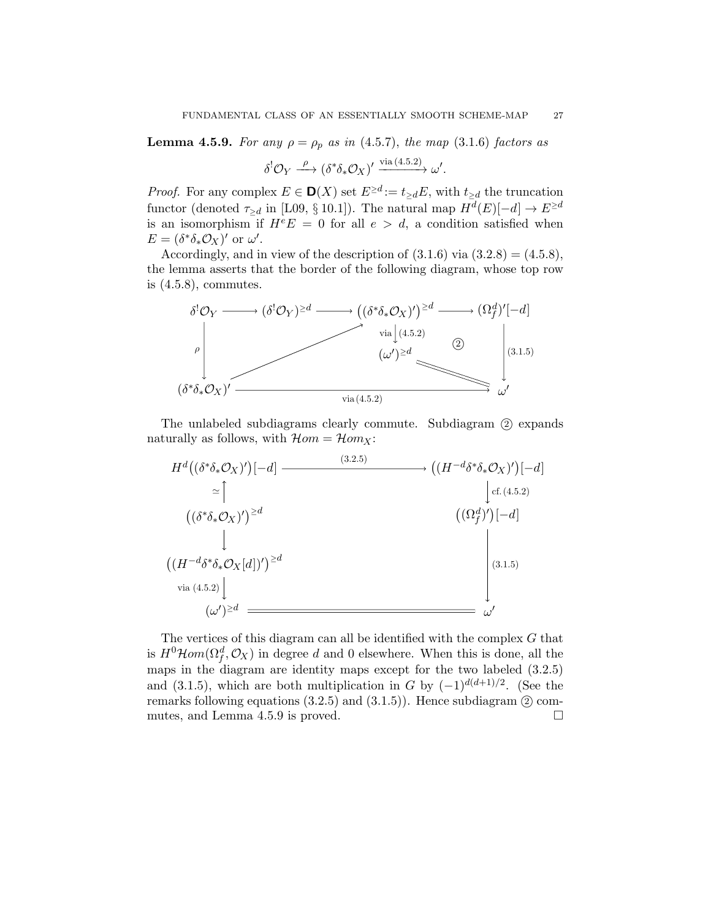**Lemma 4.5.9.** *For any $\rho = \rho_p$ as in* (4.5.7)*, the map* (3.1.6) *factors as*

$$\delta^!\mathcal{O}_Y \xrightarrow{\ \rho\ } (\delta^*\delta_*\mathcal{O}_X)' \xrightarrow{\text{via}\,(4.5.2)} \omega'.$$

*Proof.* For any complex $E \in \mathbf{D}(X)$ set $E^{\ge d} := t_{\ge d}E$, with $t_{\ge d}$ the truncation functor (denoted $\tau_{\ge d}$ in [L09, § 10.1]). The natural map $H^d(E)[-d] \to E^{\ge d}$ is an isomorphism if $H^e E = 0$ for all $e > d$, a condition satisfied when $E = (\delta^*\delta_*\mathcal{O}_X)'$ or $\omega'$.

Accordingly, and in view of the description of (3.1.6) via (3.2.8) = (4.5.8), the lemma asserts that the border of the following diagram, whose top row is (4.5.8), commutes.

$$\begin{array}{ccccccc}
\delta^!\mathcal{O}_Y & \longrightarrow & (\delta^!\mathcal{O}_Y)^{\ge d} & \longrightarrow & \big((\delta^*\delta_*\mathcal{O}_X)'\big)^{\ge d} & \longrightarrow & (\Omega^d_f)'[-d] \\
\Big\downarrow{\scriptstyle \rho} & & & \nearrow & \Big\downarrow{\scriptstyle \text{via}\,(4.5.2)} & \textcircled{2} & \Big\downarrow{\scriptstyle (3.1.5)} \\
 & & & & (\omega')^{\ge d} & = & \\
(\delta^*\delta_*\mathcal{O}_X)' & & \xrightarrow{\qquad\qquad \text{via}\,(4.5.2) \qquad\qquad} & & & & \omega'
\end{array}$$

The unlabeled subdiagrams clearly commute. Subdiagram ② expands naturally as follows, with $\mathcal{H}om = \mathcal{H}om_X$:

$$\begin{array}{ccc}
H^d\big((\delta^*\delta_*\mathcal{O}_X)'\big)[-d] & \xrightarrow{\qquad (3.2.5) \qquad} & \big((H^{-d}\delta^*\delta_*\mathcal{O}_X)'\big)[-d] \\
\simeq\Big\uparrow & & \Big\downarrow{\scriptstyle \text{cf.}\,(4.5.2)} \\
\big((\delta^*\delta_*\mathcal{O}_X)'\big)^{\ge d} & & \big((\Omega^d_f)'\big)[-d] \\
\Big\downarrow & & \Big\downarrow{\scriptstyle (3.1.5)} \\
\big((H^{-d}\delta^*\delta_*\mathcal{O}_X[d])'\big)^{\ge d} & & \\
\Big\downarrow{\scriptstyle \text{via}\,(4.5.2)} & & \\
(\omega')^{\ge d} & \xlongequal{\qquad\qquad} & \omega'
\end{array}$$

The vertices of this diagram can all be identified with the complex $G$ that is $H^0\mathcal{H}om(\Omega^d_f, \mathcal{O}_X)$ in degree $d$ and 0 elsewhere. When this is done, all the maps in the diagram are identity maps except for the two labeled (3.2.5) and (3.1.5), which are both multiplication in $G$ by $(-1)^{d(d+1)/2}$. (See the remarks following equations (3.2.5) and (3.1.5)). Hence subdiagram ② commutes, and Lemma 4.5.9 is proved. $\square$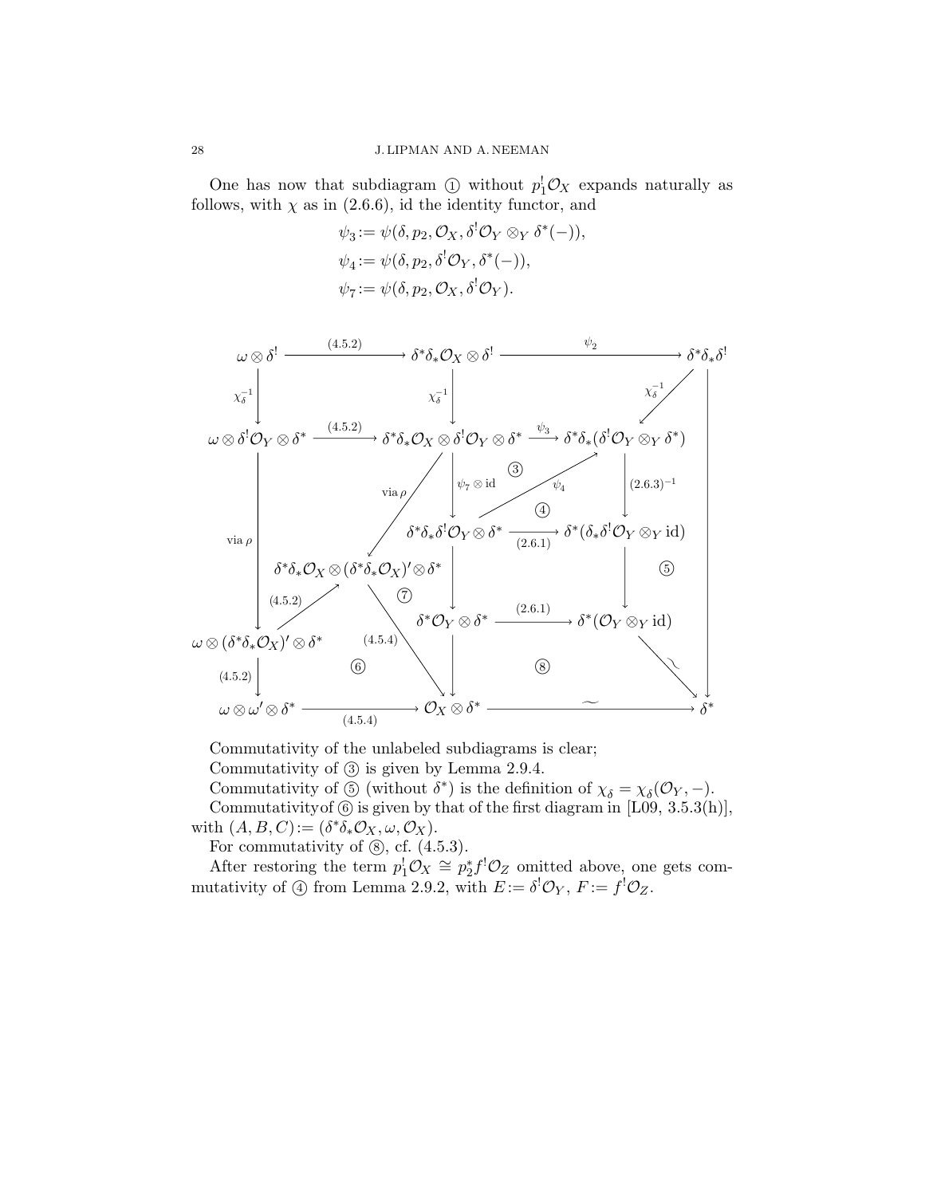One has now that subdiagram ① without $p_1^!\mathcal{O}_X$ expands naturally as follows, with $\chi$ as in (2.6.6), id the identity functor, and

$$\begin{aligned}
\psi_3 &:= \psi(\delta, p_2, \mathcal{O}_X, \delta^!\mathcal{O}_Y \otimes_Y \delta^*(-)),\\
\psi_4 &:= \psi(\delta, p_2, \delta^!\mathcal{O}_Y, \delta^*(-)),\\
\psi_7 &:= \psi(\delta, p_2, \mathcal{O}_X, \delta^!\mathcal{O}_Y).
\end{aligned}$$

$$\begin{array}{ccccc}
\omega\otimes\delta^! & \xrightarrow{(4.5.2)} & \delta^*\delta_*\mathcal{O}_X\otimes\delta^! & \xrightarrow{\psi_2} & \delta^*\delta_*\delta^! \\
\downarrow{\scriptstyle \chi_\delta^{-1}} & & \downarrow{\scriptstyle \chi_\delta^{-1}} & \swarrow{\scriptstyle \chi_\delta^{-1}} & \\
\omega\otimes\delta^!\mathcal{O}_Y\otimes\delta^* & \xrightarrow{(4.5.2)} & \delta^*\delta_*\mathcal{O}_X\otimes\delta^!\mathcal{O}_Y\otimes\delta^* & \xrightarrow{\psi_3} & \delta^*\delta_*(\delta^!\mathcal{O}_Y\otimes_Y\delta^*) \\
 & & \downarrow{\scriptstyle \psi_7\otimes\mathrm{id}} \quad ③ \quad \nearrow{\scriptstyle\psi_4} & & \downarrow{\scriptstyle (2.6.3)^{-1}} \\
\downarrow{\scriptstyle \text{via }\rho} & & \delta^*\delta_*\delta^!\mathcal{O}_Y\otimes\delta^* \quad ④ & \xrightarrow{(2.6.1)} & \delta^*(\delta_*\delta^!\mathcal{O}_Y\otimes_Y\mathrm{id}) \\
 & \delta^*\delta_*\mathcal{O}_X\otimes(\delta^*\delta_*\mathcal{O}_X)'\otimes\delta^* \ (\text{via }\rho) & \downarrow & & \downarrow \quad ⑤ \\
 & ⑦ & \delta^*\mathcal{O}_Y\otimes\delta^* & \xrightarrow{(2.6.1)} & \delta^*(\mathcal{O}_Y\otimes_Y\mathrm{id}) \\
\omega\otimes(\delta^*\delta_*\mathcal{O}_X)'\otimes\delta^* \ \nearrow{\scriptstyle(4.5.2)} & ⑥ \quad {\scriptstyle (4.5.4)} & \downarrow & ⑧ & \searrow{\scriptstyle\sim} \\
\downarrow{\scriptstyle (4.5.2)} & & & & \\
\omega\otimes\omega'\otimes\delta^* & \xrightarrow{(4.5.4)} & \mathcal{O}_X\otimes\delta^* & \xrightarrow{\ \sim\ } & \delta^*
\end{array}$$

Commutativity of the unlabeled subdiagrams is clear;

Commutativity of ③ is given by Lemma 2.9.4.

Commutativity of ⑤ (without $\delta^*$) is the definition of $\chi_\delta = \chi_\delta(\mathcal{O}_Y, -)$.

Commutativity of ⑥ is given by that of the first diagram in [L09, 3.5.3(h)], with $(A, B, C) := (\delta^*\delta_*\mathcal{O}_X, \omega, \mathcal{O}_X)$.

For commutativity of ⑧, cf. (4.5.3).

After restoring the term $p_1^!\mathcal{O}_X \cong p_2^* f^!\mathcal{O}_Z$ omitted above, one gets commutativity of ④ from Lemma 2.9.2, with $E := \delta^!\mathcal{O}_Y$, $F := f^!\mathcal{O}_Z$.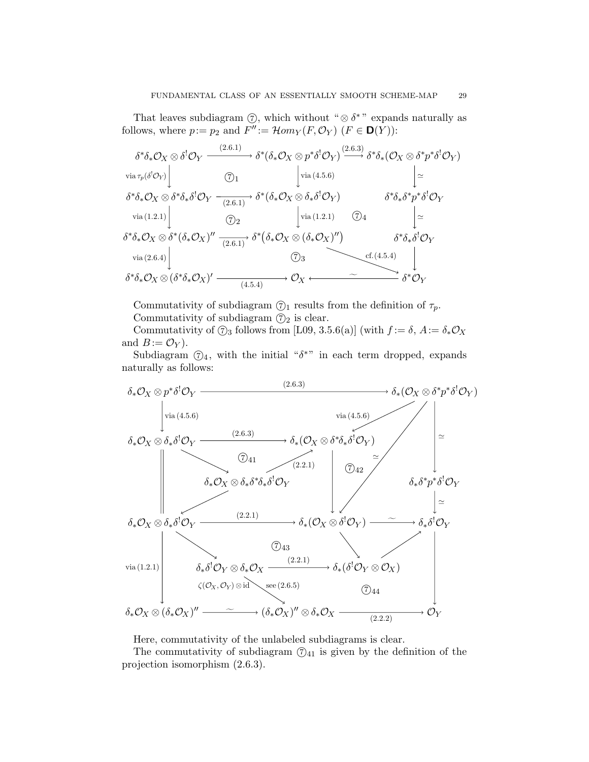That leaves subdiagram ⑦, which without "$\otimes\,\delta^*$" expands naturally as follows, where $p := p_2$ and $F'' := \mathcal{H}om_Y(F, \mathcal{O}_Y)$ $(F \in \mathbf{D}(Y))$:

$$
\begin{array}{ccccc}
\delta^*\delta_*\mathcal{O}_X \otimes \delta^!\mathcal{O}_Y & \xrightarrow{(2.6.1)} & \delta^*(\delta_*\mathcal{O}_X \otimes p^*\delta^!\mathcal{O}_Y) & \xrightarrow{(2.6.3)} & \delta^*\delta_*(\mathcal{O}_X \otimes \delta^*p^*\delta^!\mathcal{O}_Y) \\
\Big\downarrow{\scriptstyle \text{via } \tau_p(\delta^!\mathcal{O}_Y)} & ⑦_1 & \Big\downarrow{\scriptstyle \text{via (4.5.6)}} & & \Big\downarrow{\scriptstyle \simeq} \\
\delta^*\delta_*\mathcal{O}_X \otimes \delta^*\delta_*\delta^!\mathcal{O}_Y & \xrightarrow[(2.6.1)]{} & \delta^*(\delta_*\mathcal{O}_X \otimes \delta_*\delta^!\mathcal{O}_Y) & & \delta^*\delta_*\delta^*p^*\delta^!\mathcal{O}_Y \\
\Big\downarrow{\scriptstyle \text{via (1.2.1)}} & ⑦_2 & \Big\downarrow{\scriptstyle \text{via (1.2.1)}} & ⑦_4 & \Big\downarrow{\scriptstyle \simeq} \\
\delta^*\delta_*\mathcal{O}_X \otimes \delta^*(\delta_*\mathcal{O}_X)'' & \xrightarrow[(2.6.1)]{} & \delta^*\big(\delta_*\mathcal{O}_X \otimes (\delta_*\mathcal{O}_X)''\big) & \searrow{\scriptstyle \text{cf. (4.5.4)}} & \delta^*\delta_*\delta^!\mathcal{O}_Y \\
\Big\downarrow{\scriptstyle \text{via (2.6.4)}} & & ⑦_3 & & \Big\downarrow \\
\delta^*\delta_*\mathcal{O}_X \otimes (\delta^*\delta_*\mathcal{O}_X)' & \xrightarrow[(4.5.4)]{} & \mathcal{O}_X & \xleftarrow{\ \sim\ } & \delta^*\mathcal{O}_Y
\end{array}
$$

Commutativity of subdiagram $⑦_1$ results from the definition of $\tau_p$.

Commutativity of subdiagram $⑦_2$ is clear.

Commutativity of $⑦_3$ follows from [L09, 3.5.6(a)] (with $f := \delta$, $A := \delta_*\mathcal{O}_X$ and $B := \mathcal{O}_Y$).

Subdiagram $⑦_4$, with the initial "$\delta^*$" in each term dropped, expands naturally as follows:

$$
\begin{array}{ccccc}
\delta_*\mathcal{O}_X \otimes p^*\delta^!\mathcal{O}_Y & \xrightarrow{(2.6.3)} & & & \delta_*(\mathcal{O}_X \otimes \delta^*p^*\delta^!\mathcal{O}_Y) \\
\Big\downarrow{\scriptstyle \text{via (4.5.6)}} & & & \swarrow{\scriptstyle \text{via (4.5.6)}} & \Big\downarrow{\scriptstyle \simeq} \\
\delta_*\mathcal{O}_X \otimes \delta_*\delta^!\mathcal{O}_Y & \xrightarrow{(2.6.3)} & \delta_*(\mathcal{O}_X \otimes \delta^*\delta_*\delta^!\mathcal{O}_Y) & ⑦_{42} & \\
\Big\| \quad \searrow & ⑦_{41} \quad \nearrow{\scriptstyle (2.2.1)} & \Big\downarrow & \swarrow{\scriptstyle \simeq} & \\
& \delta_*\mathcal{O}_X \otimes \delta_*\delta^*\delta_*\delta^!\mathcal{O}_Y & & & \delta_*\delta^*p^*\delta^!\mathcal{O}_Y \\
& \swarrow & & & \Big\downarrow{\scriptstyle \simeq} \\
\delta_*\mathcal{O}_X \otimes \delta_*\delta^!\mathcal{O}_Y & \xrightarrow{(2.2.1)} & \delta_*(\mathcal{O}_X \otimes \delta^!\mathcal{O}_Y) & \xrightarrow{\ \sim\ } & \delta_*\delta^!\mathcal{O}_Y \\
\Big\downarrow{\scriptstyle \text{via (1.2.1)}} \quad \searrow & ⑦_{43} & \searrow & & \nearrow \quad \Big\downarrow \\
& \delta_*\delta^!\mathcal{O}_Y \otimes \delta_*\mathcal{O}_X & \xrightarrow{(2.2.1)} & \delta_*(\delta^!\mathcal{O}_Y \otimes \mathcal{O}_X) & \\
& \Big\downarrow{\scriptstyle \zeta(\mathcal{O}_X, \mathcal{O}_Y) \otimes \mathrm{id}} \quad \searrow{\scriptstyle \text{see (2.6.5)}} & & ⑦_{44} & \\
\delta_*\mathcal{O}_X \otimes (\delta_*\mathcal{O}_X)'' & \xrightarrow{\ \sim\ } & (\delta_*\mathcal{O}_X)'' \otimes \delta_*\mathcal{O}_X & \xrightarrow[(2.2.2)]{} & \mathcal{O}_Y
\end{array}
$$

Here, commutativity of the unlabeled subdiagrams is clear.

The commutativity of subdiagram $⑦_{41}$ is given by the definition of the projection isomorphism (2.6.3).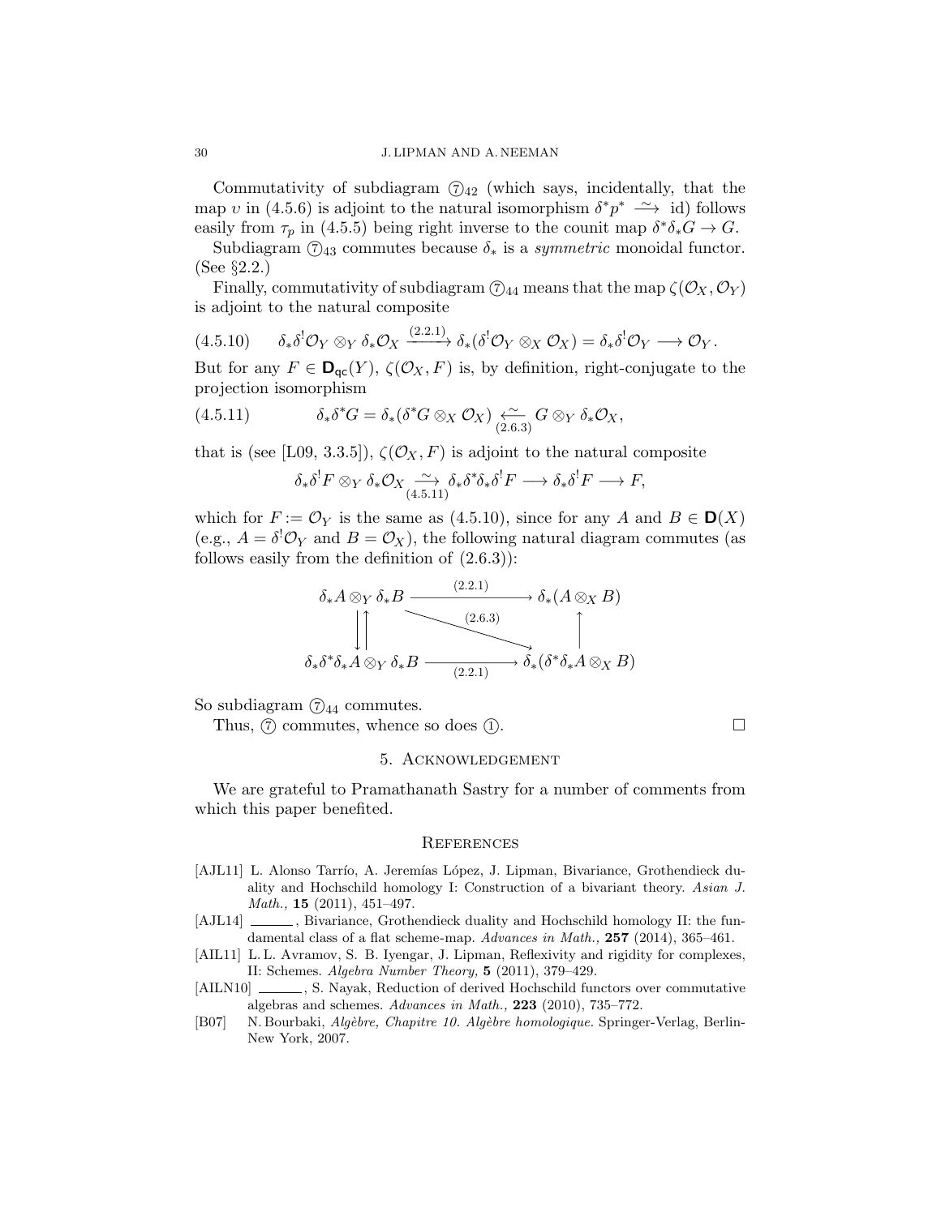Commutativity of subdiagram ⑦$_{42}$ (which says, incidentally, that the map $\upsilon$ in (4.5.6) is adjoint to the natural isomorphism $\delta^*p^* \xrightarrow{\sim}$ id) follows easily from $\tau_p$ in (4.5.5) being right inverse to the counit map $\delta^*\delta_*G \to G$.

Subdiagram ⑦$_{43}$ commutes because $\delta_*$ is a *symmetric* monoidal functor. (See §2.2.)

Finally, commutativity of subdiagram ⑦$_{44}$ means that the map $\zeta(\mathcal{O}_X, \mathcal{O}_Y)$ is adjoint to the natural composite

$$(4.5.10) \qquad \delta_*\delta^!\mathcal{O}_Y \otimes_Y \delta_*\mathcal{O}_X \xrightarrow{(2.2.1)} \delta_*(\delta^!\mathcal{O}_Y \otimes_X \mathcal{O}_X) = \delta_*\delta^!\mathcal{O}_Y \longrightarrow \mathcal{O}_Y.$$

But for any $F \in \mathbf{D}_{\mathsf{qc}}(Y)$, $\zeta(\mathcal{O}_X, F)$ is, by definition, right-conjugate to the projection isomorphism

$$(4.5.11) \qquad \delta_*\delta^*G = \delta_*(\delta^*G \otimes_X \mathcal{O}_X) \underset{(2.6.3)}{\xleftarrow{\sim}} G \otimes_Y \delta_*\mathcal{O}_X,$$

that is (see [L09, 3.3.5]), $\zeta(\mathcal{O}_X, F)$ is adjoint to the natural composite

$$\delta_*\delta^!F \otimes_Y \delta_*\mathcal{O}_X \underset{(4.5.11)}{\xrightarrow{\sim}} \delta_*\delta^*\delta_*\delta^!F \longrightarrow \delta_*\delta^!F \longrightarrow F,$$

which for $F := \mathcal{O}_Y$ is the same as (4.5.10), since for any $A$ and $B \in \mathbf{D}(X)$ (e.g., $A = \delta^!\mathcal{O}_Y$ and $B = \mathcal{O}_X$), the following natural diagram commutes (as follows easily from the definition of (2.6.3)):

$$\begin{array}{ccc}
\delta_*A \otimes_Y \delta_*B & \xrightarrow{\quad (2.2.1) \quad} & \delta_*(A \otimes_X B) \\
\downarrow\uparrow & \searrow^{(2.6.3)} & \uparrow \\
\delta_*\delta^*\delta_*A \otimes_Y \delta_*B & \xrightarrow[\quad (2.2.1) \quad]{} & \delta_*(\delta^*\delta_*A \otimes_X B)
\end{array}$$

So subdiagram ⑦$_{44}$ commutes.

Thus, ⑦ commutes, whence so does ①. $\square$

## 5. Acknowledgement

We are grateful to Pramathanath Sastry for a number of comments from which this paper benefited.

## References

[AJL11] L. Alonso Tarrío, A. Jeremías López, J. Lipman, Bivariance, Grothendieck duality and Hochschild homology I: Construction of a bivariant theory. *Asian J. Math.,* **15** (2011), 451–497.

[AJL14] ______, Bivariance, Grothendieck duality and Hochschild homology II: the fundamental class of a flat scheme-map. *Advances in Math.,* **257** (2014), 365–461.

[AIL11] L. L. Avramov, S. B. Iyengar, J. Lipman, Reflexivity and rigidity for complexes, II: Schemes. *Algebra Number Theory,* **5** (2011), 379–429.

[AILN10] ______, S. Nayak, Reduction of derived Hochschild functors over commutative algebras and schemes. *Advances in Math.,* **223** (2010), 735–772.

[B07] N. Bourbaki, *Algèbre, Chapitre 10. Algèbre homologique.* Springer-Verlag, Berlin-New York, 2007.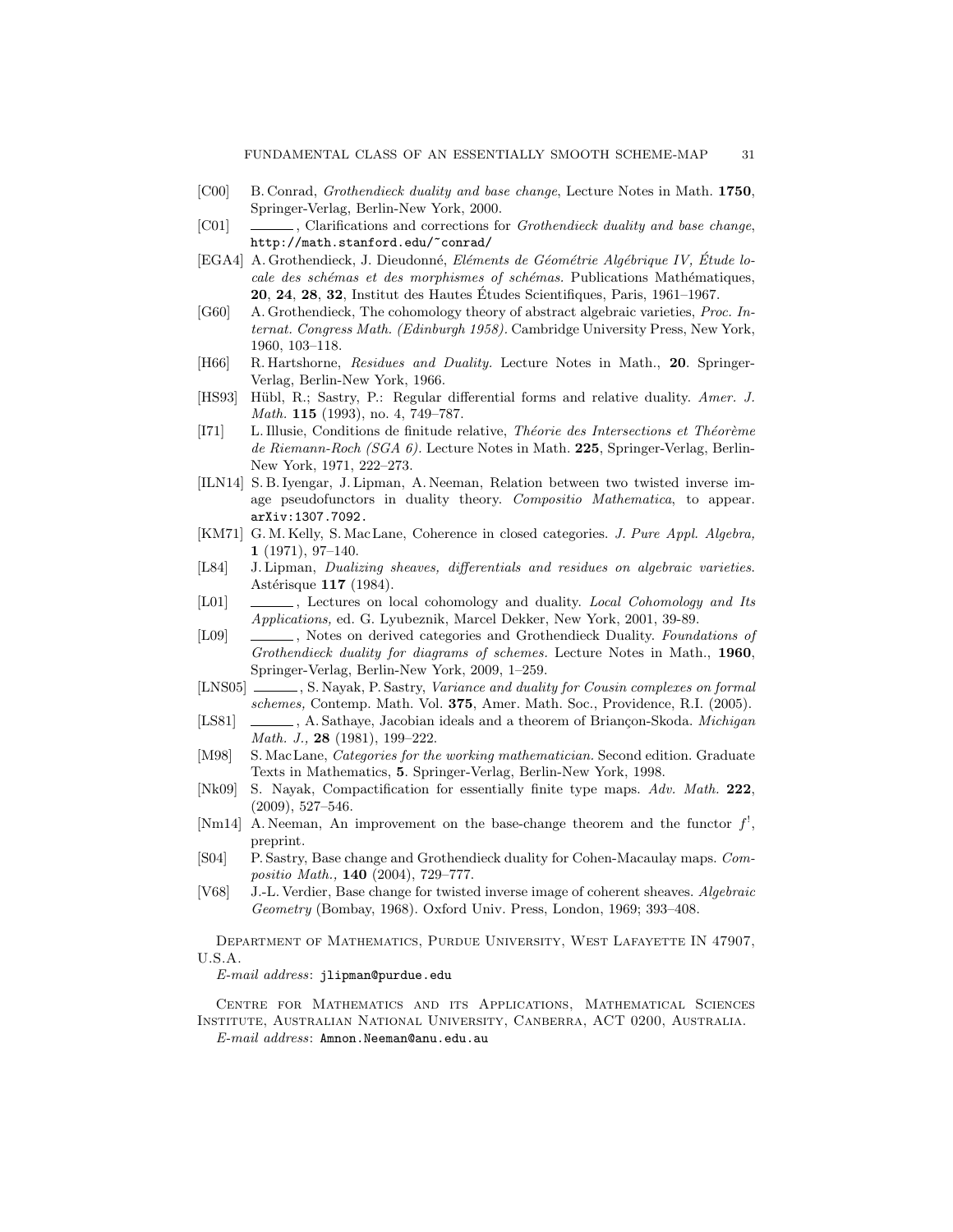[C00] B. Conrad, *Grothendieck duality and base change*, Lecture Notes in Math. **1750**, Springer-Verlag, Berlin-New York, 2000.

[C01] ———, Clarifications and corrections for *Grothendieck duality and base change*, `http://math.stanford.edu/~conrad/`

[EGA4] A. Grothendieck, J. Dieudonné, *Eléments de Géométrie Algébrique IV, Étude locale des schémas et des morphismes of schémas.* Publications Mathématiques, **20**, **24**, **28**, **32**, Institut des Hautes Études Scientifiques, Paris, 1961–1967.

[G60] A. Grothendieck, The cohomology theory of abstract algebraic varieties, *Proc. Internat. Congress Math. (Edinburgh 1958).* Cambridge University Press, New York, 1960, 103–118.

[H66] R. Hartshorne, *Residues and Duality.* Lecture Notes in Math., **20**. Springer-Verlag, Berlin-New York, 1966.

[HS93] Hübl, R.; Sastry, P.: Regular differential forms and relative duality. *Amer. J. Math.* **115** (1993), no. 4, 749–787.

[I71] L. Illusie, Conditions de finitude relative, *Théorie des Intersections et Théorème de Riemann-Roch (SGA 6).* Lecture Notes in Math. **225**, Springer-Verlag, Berlin-New York, 1971, 222–273.

[ILN14] S. B. Iyengar, J. Lipman, A. Neeman, Relation between two twisted inverse image pseudofunctors in duality theory. *Compositio Mathematica*, to appear. `arXiv:1307.7092.`

[KM71] G. M. Kelly, S. MacLane, Coherence in closed categories. *J. Pure Appl. Algebra,* **1** (1971), 97–140.

[L84] J. Lipman, *Dualizing sheaves, differentials and residues on algebraic varieties.* Astérisque **117** (1984).

[L01] ———, Lectures on local cohomology and duality. *Local Cohomology and Its Applications,* ed. G. Lyubeznik, Marcel Dekker, New York, 2001, 39-89.

[L09] ———, Notes on derived categories and Grothendieck Duality. *Foundations of Grothendieck duality for diagrams of schemes.* Lecture Notes in Math., **1960**, Springer-Verlag, Berlin-New York, 2009, 1–259.

[LNS05] ———, S. Nayak, P. Sastry, *Variance and duality for Cousin complexes on formal schemes,* Contemp. Math. Vol. **375**, Amer. Math. Soc., Providence, R.I. (2005).

[LS81] ———, A. Sathaye, Jacobian ideals and a theorem of Briançon-Skoda. *Michigan Math. J.,* **28** (1981), 199–222.

[M98] S. MacLane, *Categories for the working mathematician.* Second edition. Graduate Texts in Mathematics, **5**. Springer-Verlag, Berlin-New York, 1998.

[Nk09] S. Nayak, Compactification for essentially finite type maps. *Adv. Math.* **222**, (2009), 527–546.

[Nm14] A. Neeman, An improvement on the base-change theorem and the functor $f^!$, preprint.

[S04] P. Sastry, Base change and Grothendieck duality for Cohen-Macaulay maps. *Compositio Math.,* **140** (2004), 729–777.

[V68] J.-L. Verdier, Base change for twisted inverse image of coherent sheaves. *Algebraic Geometry* (Bombay, 1968). Oxford Univ. Press, London, 1969; 393–408.

Department of Mathematics, Purdue University, West Lafayette IN 47907, U.S.A.

*E-mail address*: `jlipman@purdue.edu`

Centre for Mathematics and its Applications, Mathematical Sciences Institute, Australian National University, Canberra, ACT 0200, Australia.

*E-mail address*: `Amnon.Neeman@anu.edu.au`